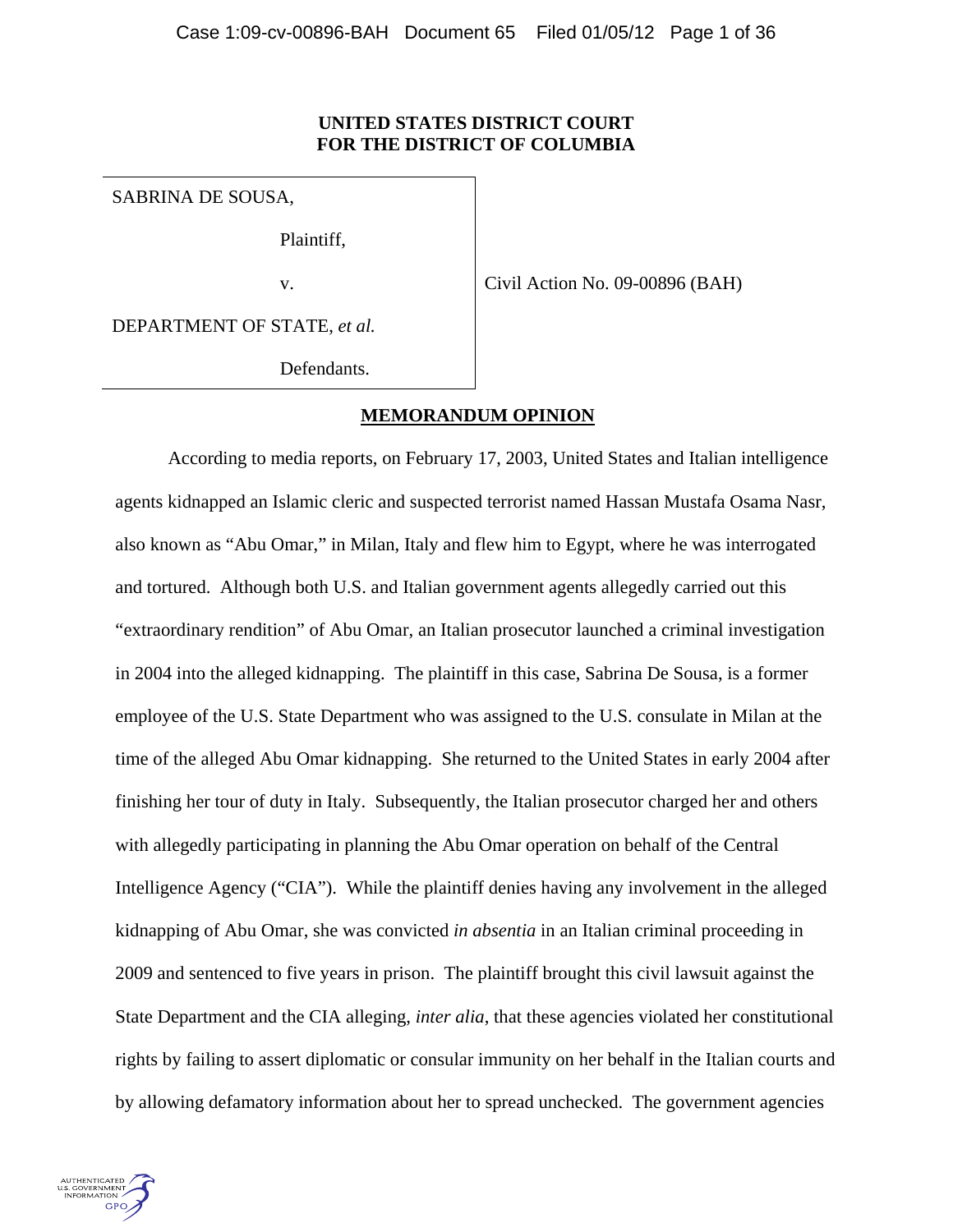**UNITED STATES DISTRICT COURT**
**FOR THE DISTRICT OF COLUMBIA**

| | |
|---|---|
| SABRINA DE SOUSA,<br><br>Plaintiff,<br><br>v.<br><br>DEPARTMENT OF STATE, *et al.*<br><br>Defendants. | Civil Action No. 09-00896 (BAH) |

**MEMORANDUM OPINION**

According to media reports, on February 17, 2003, United States and Italian intelligence agents kidnapped an Islamic cleric and suspected terrorist named Hassan Mustafa Osama Nasr, also known as "Abu Omar," in Milan, Italy and flew him to Egypt, where he was interrogated and tortured. Although both U.S. and Italian government agents allegedly carried out this "extraordinary rendition" of Abu Omar, an Italian prosecutor launched a criminal investigation in 2004 into the alleged kidnapping. The plaintiff in this case, Sabrina De Sousa, is a former employee of the U.S. State Department who was assigned to the U.S. consulate in Milan at the time of the alleged Abu Omar kidnapping. She returned to the United States in early 2004 after finishing her tour of duty in Italy. Subsequently, the Italian prosecutor charged her and others with allegedly participating in planning the Abu Omar operation on behalf of the Central Intelligence Agency ("CIA"). While the plaintiff denies having any involvement in the alleged kidnapping of Abu Omar, she was convicted *in absentia* in an Italian criminal proceeding in 2009 and sentenced to five years in prison. The plaintiff brought this civil lawsuit against the State Department and the CIA alleging, *inter alia*, that these agencies violated her constitutional rights by failing to assert diplomatic or consular immunity on her behalf in the Italian courts and by allowing defamatory information about her to spread unchecked. The government agencies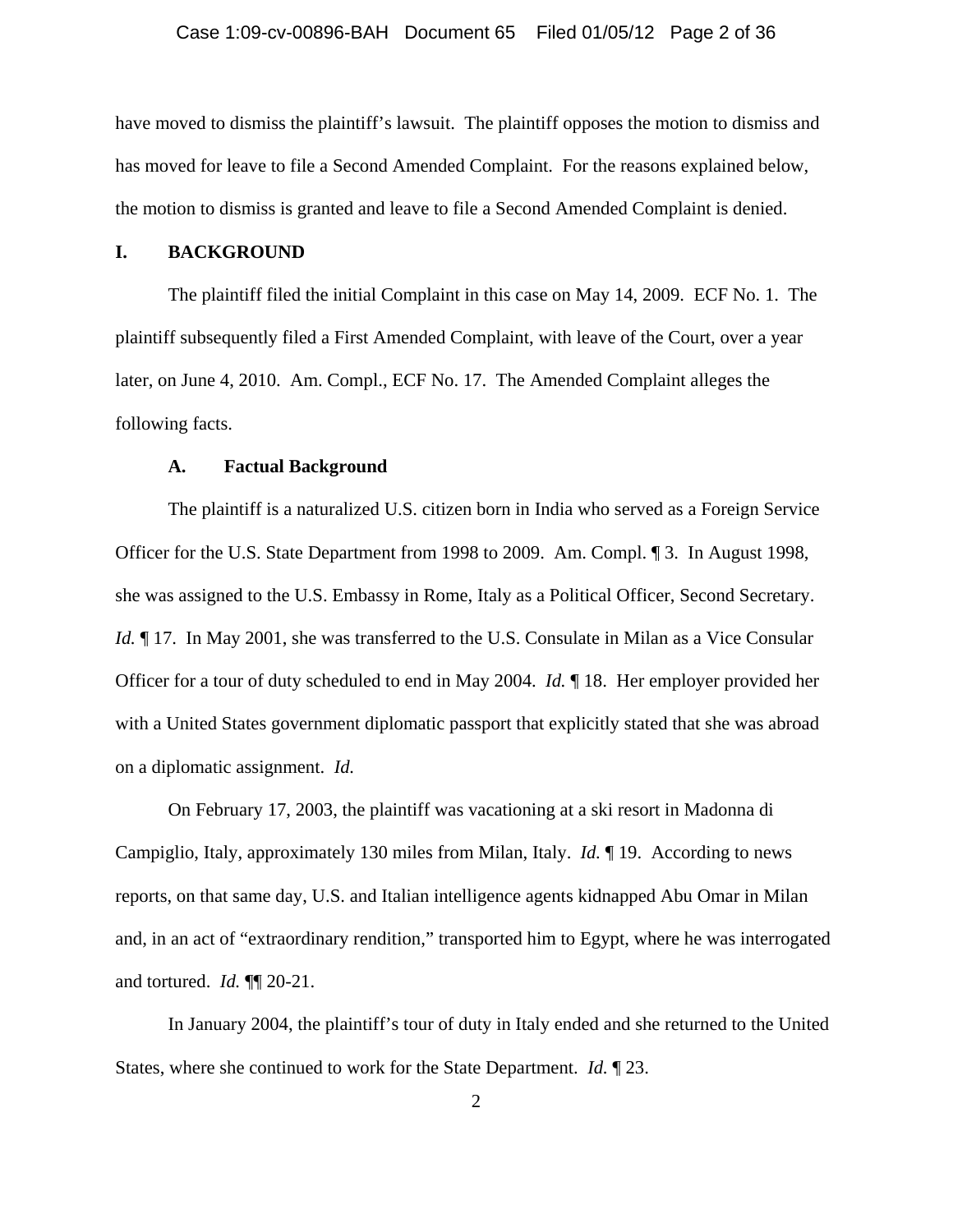have moved to dismiss the plaintiff's lawsuit. The plaintiff opposes the motion to dismiss and has moved for leave to file a Second Amended Complaint. For the reasons explained below, the motion to dismiss is granted and leave to file a Second Amended Complaint is denied.

## I. BACKGROUND

The plaintiff filed the initial Complaint in this case on May 14, 2009. ECF No. 1. The plaintiff subsequently filed a First Amended Complaint, with leave of the Court, over a year later, on June 4, 2010. Am. Compl., ECF No. 17. The Amended Complaint alleges the following facts.

### A. Factual Background

The plaintiff is a naturalized U.S. citizen born in India who served as a Foreign Service Officer for the U.S. State Department from 1998 to 2009. Am. Compl. ¶ 3. In August 1998, she was assigned to the U.S. Embassy in Rome, Italy as a Political Officer, Second Secretary. *Id.* ¶ 17. In May 2001, she was transferred to the U.S. Consulate in Milan as a Vice Consular Officer for a tour of duty scheduled to end in May 2004. *Id.* ¶ 18. Her employer provided her with a United States government diplomatic passport that explicitly stated that she was abroad on a diplomatic assignment. *Id.*

On February 17, 2003, the plaintiff was vacationing at a ski resort in Madonna di Campiglio, Italy, approximately 130 miles from Milan, Italy. *Id.* ¶ 19. According to news reports, on that same day, U.S. and Italian intelligence agents kidnapped Abu Omar in Milan and, in an act of "extraordinary rendition," transported him to Egypt, where he was interrogated and tortured. *Id.* ¶¶ 20-21.

In January 2004, the plaintiff's tour of duty in Italy ended and she returned to the United States, where she continued to work for the State Department. *Id.* ¶ 23.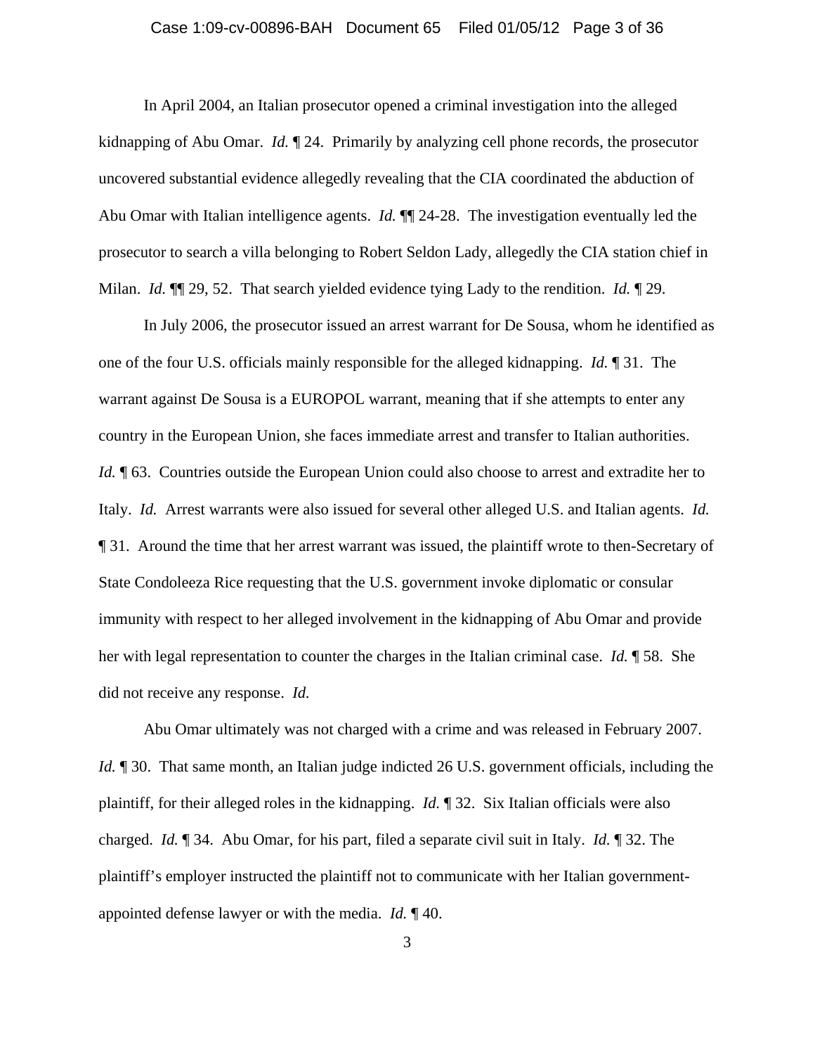In April 2004, an Italian prosecutor opened a criminal investigation into the alleged kidnapping of Abu Omar. *Id.* ¶ 24. Primarily by analyzing cell phone records, the prosecutor uncovered substantial evidence allegedly revealing that the CIA coordinated the abduction of Abu Omar with Italian intelligence agents. *Id.* ¶¶ 24-28. The investigation eventually led the prosecutor to search a villa belonging to Robert Seldon Lady, allegedly the CIA station chief in Milan. *Id.* ¶¶ 29, 52. That search yielded evidence tying Lady to the rendition. *Id.* ¶ 29.

In July 2006, the prosecutor issued an arrest warrant for De Sousa, whom he identified as one of the four U.S. officials mainly responsible for the alleged kidnapping. *Id.* ¶ 31. The warrant against De Sousa is a EUROPOL warrant, meaning that if she attempts to enter any country in the European Union, she faces immediate arrest and transfer to Italian authorities. *Id.* ¶ 63. Countries outside the European Union could also choose to arrest and extradite her to Italy. *Id.* Arrest warrants were also issued for several other alleged U.S. and Italian agents. *Id.* ¶ 31. Around the time that her arrest warrant was issued, the plaintiff wrote to then-Secretary of State Condoleeza Rice requesting that the U.S. government invoke diplomatic or consular immunity with respect to her alleged involvement in the kidnapping of Abu Omar and provide her with legal representation to counter the charges in the Italian criminal case. *Id.* ¶ 58. She did not receive any response. *Id.*

Abu Omar ultimately was not charged with a crime and was released in February 2007. *Id.* ¶ 30. That same month, an Italian judge indicted 26 U.S. government officials, including the plaintiff, for their alleged roles in the kidnapping. *Id.* ¶ 32. Six Italian officials were also charged. *Id.* ¶ 34. Abu Omar, for his part, filed a separate civil suit in Italy. *Id.* ¶ 32. The plaintiff's employer instructed the plaintiff not to communicate with her Italian government-appointed defense lawyer or with the media. *Id.* ¶ 40.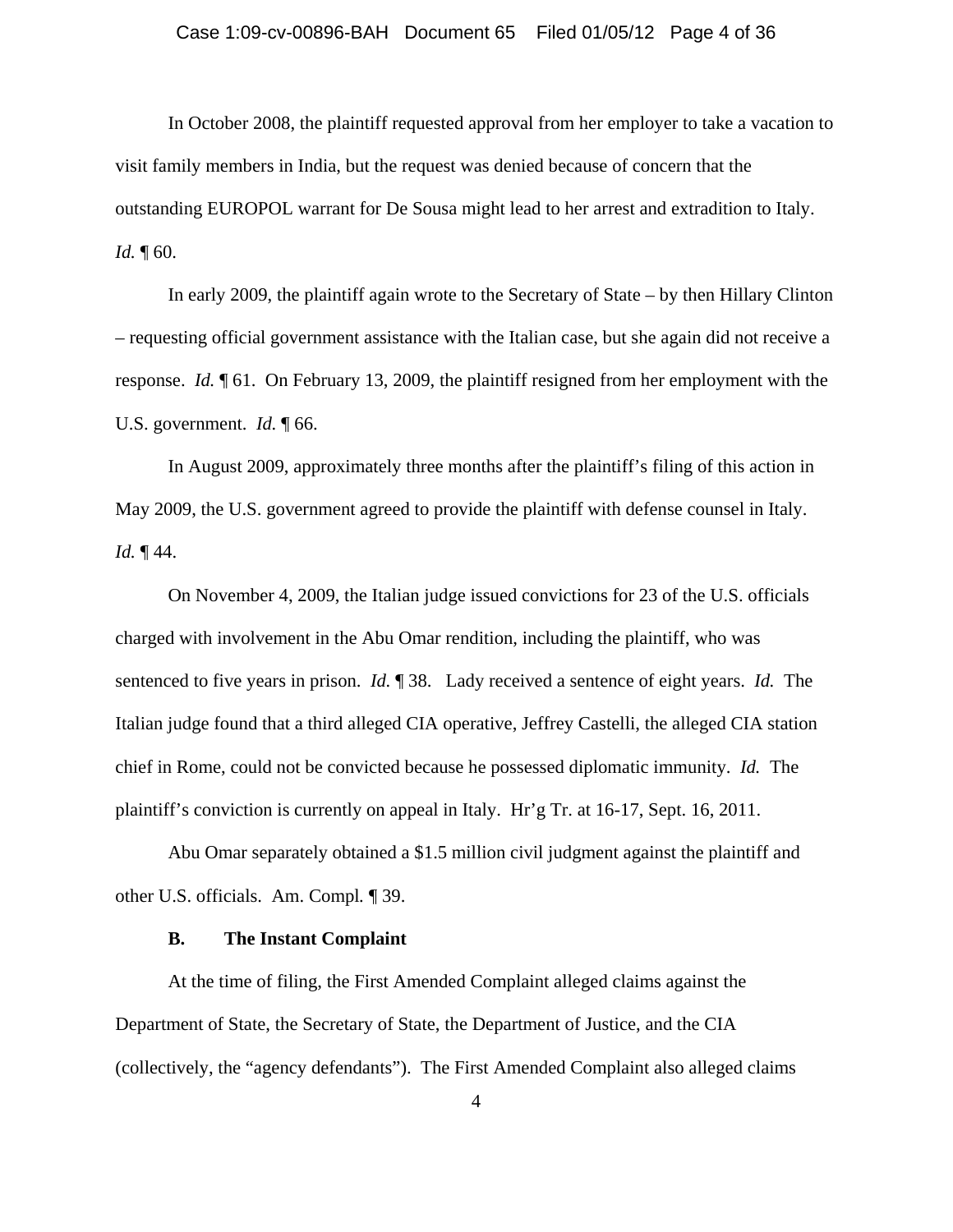In October 2008, the plaintiff requested approval from her employer to take a vacation to visit family members in India, but the request was denied because of concern that the outstanding EUROPOL warrant for De Sousa might lead to her arrest and extradition to Italy. *Id.* ¶ 60.

In early 2009, the plaintiff again wrote to the Secretary of State – by then Hillary Clinton – requesting official government assistance with the Italian case, but she again did not receive a response. *Id.* ¶ 61. On February 13, 2009, the plaintiff resigned from her employment with the U.S. government. *Id.* ¶ 66.

In August 2009, approximately three months after the plaintiff's filing of this action in May 2009, the U.S. government agreed to provide the plaintiff with defense counsel in Italy. *Id.* ¶ 44.

On November 4, 2009, the Italian judge issued convictions for 23 of the U.S. officials charged with involvement in the Abu Omar rendition, including the plaintiff, who was sentenced to five years in prison. *Id.* ¶ 38. Lady received a sentence of eight years. *Id.* The Italian judge found that a third alleged CIA operative, Jeffrey Castelli, the alleged CIA station chief in Rome, could not be convicted because he possessed diplomatic immunity. *Id.* The plaintiff's conviction is currently on appeal in Italy. Hr'g Tr. at 16-17, Sept. 16, 2011.

Abu Omar separately obtained a $1.5 million civil judgment against the plaintiff and other U.S. officials. Am. Compl. ¶ 39.

### B. The Instant Complaint

At the time of filing, the First Amended Complaint alleged claims against the Department of State, the Secretary of State, the Department of Justice, and the CIA (collectively, the "agency defendants"). The First Amended Complaint also alleged claims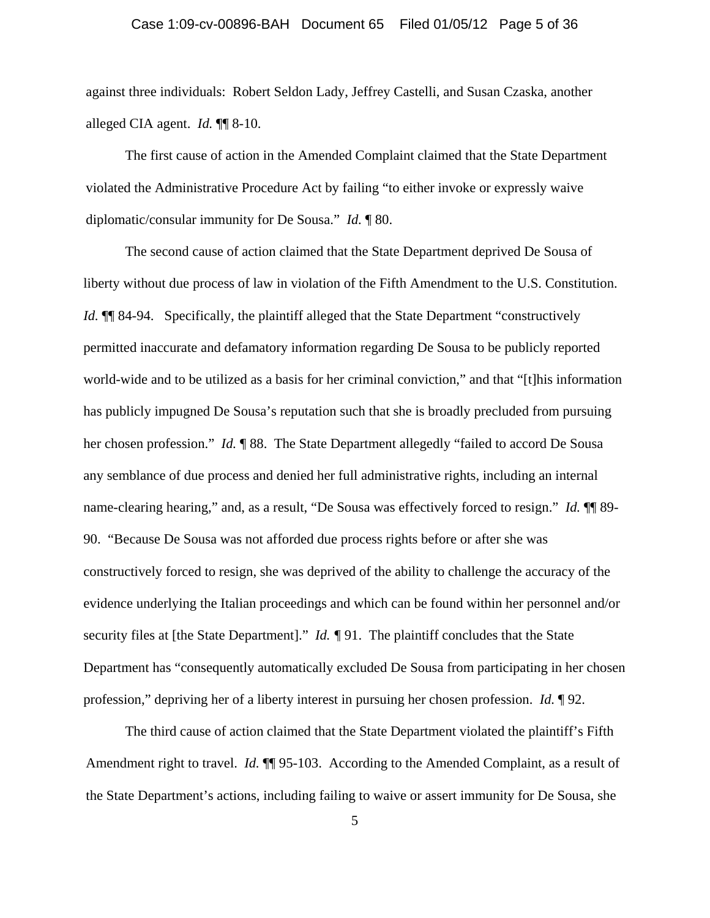against three individuals: Robert Seldon Lady, Jeffrey Castelli, and Susan Czaska, another alleged CIA agent. *Id.* ¶¶ 8-10.

The first cause of action in the Amended Complaint claimed that the State Department violated the Administrative Procedure Act by failing "to either invoke or expressly waive diplomatic/consular immunity for De Sousa." *Id.* ¶ 80.

The second cause of action claimed that the State Department deprived De Sousa of liberty without due process of law in violation of the Fifth Amendment to the U.S. Constitution. *Id.* ¶¶ 84-94. Specifically, the plaintiff alleged that the State Department "constructively permitted inaccurate and defamatory information regarding De Sousa to be publicly reported world-wide and to be utilized as a basis for her criminal conviction," and that "[t]his information has publicly impugned De Sousa's reputation such that she is broadly precluded from pursuing her chosen profession." *Id.* ¶ 88. The State Department allegedly "failed to accord De Sousa any semblance of due process and denied her full administrative rights, including an internal name-clearing hearing," and, as a result, "De Sousa was effectively forced to resign." *Id.* ¶¶ 89-90. "Because De Sousa was not afforded due process rights before or after she was constructively forced to resign, she was deprived of the ability to challenge the accuracy of the evidence underlying the Italian proceedings and which can be found within her personnel and/or security files at [the State Department]." *Id.* ¶ 91. The plaintiff concludes that the State Department has "consequently automatically excluded De Sousa from participating in her chosen profession," depriving her of a liberty interest in pursuing her chosen profession. *Id.* ¶ 92.

The third cause of action claimed that the State Department violated the plaintiff's Fifth Amendment right to travel. *Id.* ¶¶ 95-103. According to the Amended Complaint, as a result of the State Department's actions, including failing to waive or assert immunity for De Sousa, she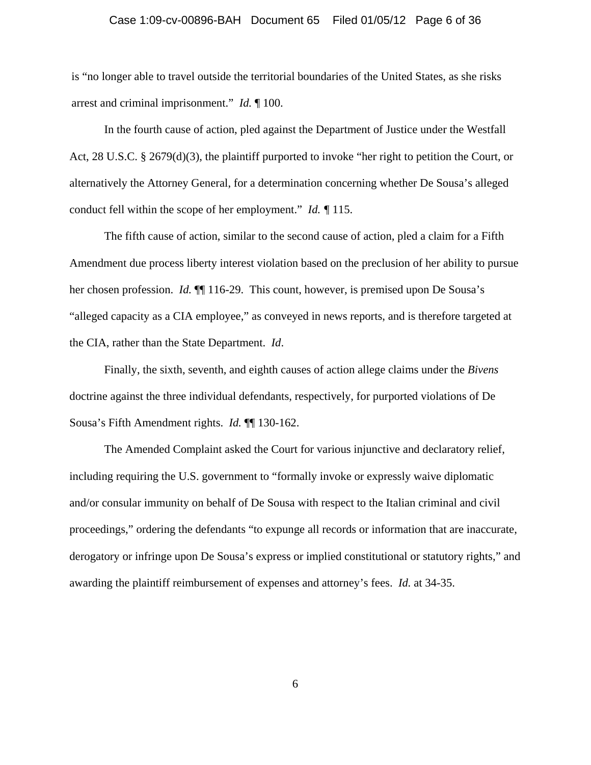is "no longer able to travel outside the territorial boundaries of the United States, as she risks arrest and criminal imprisonment." *Id.* ¶ 100.

In the fourth cause of action, pled against the Department of Justice under the Westfall Act, 28 U.S.C. § 2679(d)(3), the plaintiff purported to invoke "her right to petition the Court, or alternatively the Attorney General, for a determination concerning whether De Sousa's alleged conduct fell within the scope of her employment." *Id.* ¶ 115.

The fifth cause of action, similar to the second cause of action, pled a claim for a Fifth Amendment due process liberty interest violation based on the preclusion of her ability to pursue her chosen profession. *Id.* ¶¶ 116-29. This count, however, is premised upon De Sousa's "alleged capacity as a CIA employee," as conveyed in news reports, and is therefore targeted at the CIA, rather than the State Department. *Id*.

Finally, the sixth, seventh, and eighth causes of action allege claims under the *Bivens* doctrine against the three individual defendants, respectively, for purported violations of De Sousa's Fifth Amendment rights. *Id.* ¶¶ 130-162.

The Amended Complaint asked the Court for various injunctive and declaratory relief, including requiring the U.S. government to "formally invoke or expressly waive diplomatic and/or consular immunity on behalf of De Sousa with respect to the Italian criminal and civil proceedings," ordering the defendants "to expunge all records or information that are inaccurate, derogatory or infringe upon De Sousa's express or implied constitutional or statutory rights," and awarding the plaintiff reimbursement of expenses and attorney's fees. *Id.* at 34-35.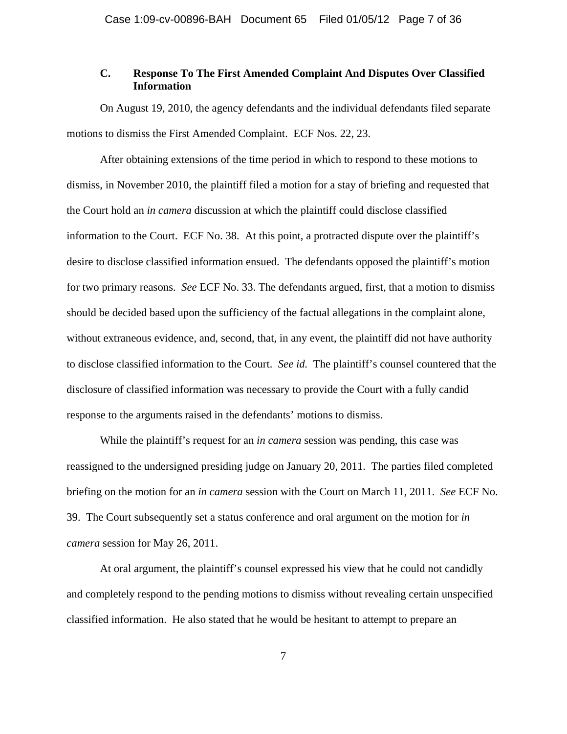### C. Response To The First Amended Complaint And Disputes Over Classified Information

On August 19, 2010, the agency defendants and the individual defendants filed separate motions to dismiss the First Amended Complaint. ECF Nos. 22, 23.

After obtaining extensions of the time period in which to respond to these motions to dismiss, in November 2010, the plaintiff filed a motion for a stay of briefing and requested that the Court hold an *in camera* discussion at which the plaintiff could disclose classified information to the Court. ECF No. 38. At this point, a protracted dispute over the plaintiff's desire to disclose classified information ensued. The defendants opposed the plaintiff's motion for two primary reasons. *See* ECF No. 33. The defendants argued, first, that a motion to dismiss should be decided based upon the sufficiency of the factual allegations in the complaint alone, without extraneous evidence, and, second, that, in any event, the plaintiff did not have authority to disclose classified information to the Court. *See id.* The plaintiff's counsel countered that the disclosure of classified information was necessary to provide the Court with a fully candid response to the arguments raised in the defendants' motions to dismiss.

While the plaintiff's request for an *in camera* session was pending, this case was reassigned to the undersigned presiding judge on January 20, 2011. The parties filed completed briefing on the motion for an *in camera* session with the Court on March 11, 2011. *See* ECF No. 39. The Court subsequently set a status conference and oral argument on the motion for *in camera* session for May 26, 2011.

At oral argument, the plaintiff's counsel expressed his view that he could not candidly and completely respond to the pending motions to dismiss without revealing certain unspecified classified information. He also stated that he would be hesitant to attempt to prepare an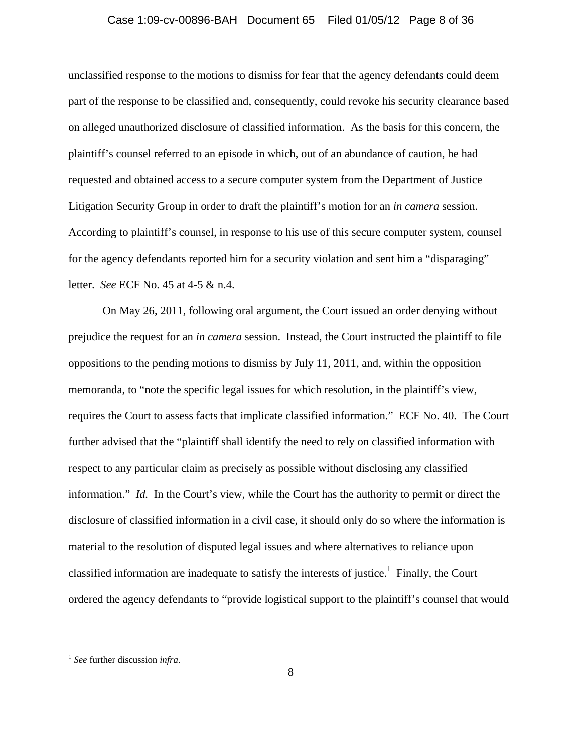unclassified response to the motions to dismiss for fear that the agency defendants could deem part of the response to be classified and, consequently, could revoke his security clearance based on alleged unauthorized disclosure of classified information. As the basis for this concern, the plaintiff's counsel referred to an episode in which, out of an abundance of caution, he had requested and obtained access to a secure computer system from the Department of Justice Litigation Security Group in order to draft the plaintiff's motion for an *in camera* session. According to plaintiff's counsel, in response to his use of this secure computer system, counsel for the agency defendants reported him for a security violation and sent him a "disparaging" letter. *See* ECF No. 45 at 4-5 & n.4.

On May 26, 2011, following oral argument, the Court issued an order denying without prejudice the request for an *in camera* session. Instead, the Court instructed the plaintiff to file oppositions to the pending motions to dismiss by July 11, 2011, and, within the opposition memoranda, to "note the specific legal issues for which resolution, in the plaintiff's view, requires the Court to assess facts that implicate classified information." ECF No. 40. The Court further advised that the "plaintiff shall identify the need to rely on classified information with respect to any particular claim as precisely as possible without disclosing any classified information." *Id.* In the Court's view, while the Court has the authority to permit or direct the disclosure of classified information in a civil case, it should only do so where the information is material to the resolution of disputed legal issues and where alternatives to reliance upon classified information are inadequate to satisfy the interests of justice.[1] Finally, the Court ordered the agency defendants to "provide logistical support to the plaintiff's counsel that would

---

[1] *See* further discussion *infra*.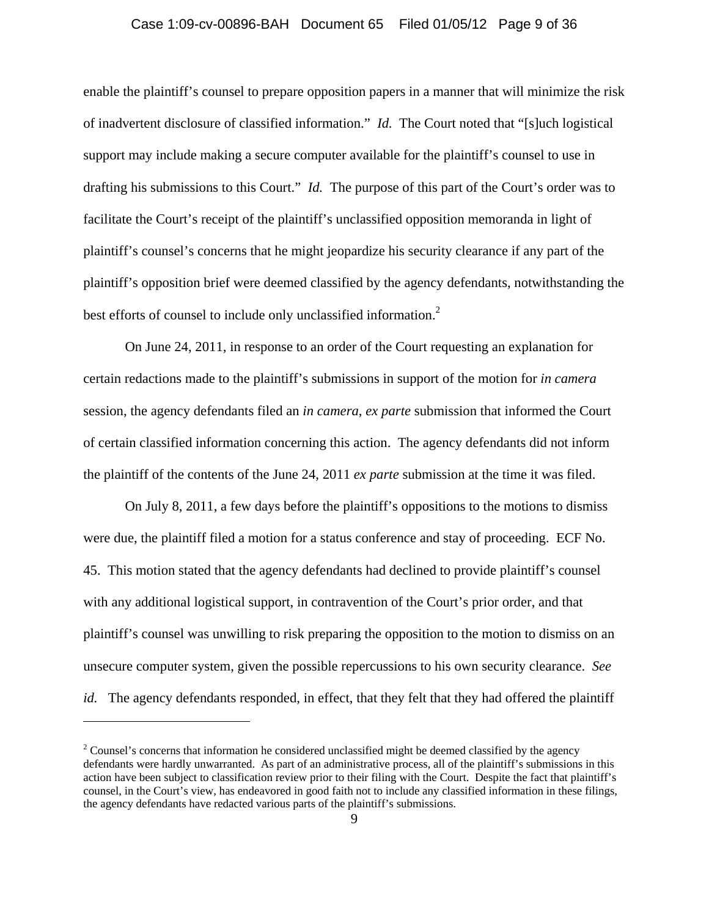enable the plaintiff's counsel to prepare opposition papers in a manner that will minimize the risk of inadvertent disclosure of classified information." *Id.* The Court noted that "[s]uch logistical support may include making a secure computer available for the plaintiff's counsel to use in drafting his submissions to this Court." *Id.* The purpose of this part of the Court's order was to facilitate the Court's receipt of the plaintiff's unclassified opposition memoranda in light of plaintiff's counsel's concerns that he might jeopardize his security clearance if any part of the plaintiff's opposition brief were deemed classified by the agency defendants, notwithstanding the best efforts of counsel to include only unclassified information.[2]

On June 24, 2011, in response to an order of the Court requesting an explanation for certain redactions made to the plaintiff's submissions in support of the motion for *in camera* session, the agency defendants filed an *in camera, ex parte* submission that informed the Court of certain classified information concerning this action. The agency defendants did not inform the plaintiff of the contents of the June 24, 2011 *ex parte* submission at the time it was filed.

On July 8, 2011, a few days before the plaintiff's oppositions to the motions to dismiss were due, the plaintiff filed a motion for a status conference and stay of proceeding. ECF No. 45. This motion stated that the agency defendants had declined to provide plaintiff's counsel with any additional logistical support, in contravention of the Court's prior order, and that plaintiff's counsel was unwilling to risk preparing the opposition to the motion to dismiss on an unsecure computer system, given the possible repercussions to his own security clearance. *See id.* The agency defendants responded, in effect, that they felt that they had offered the plaintiff

[2] Counsel's concerns that information he considered unclassified might be deemed classified by the agency defendants were hardly unwarranted. As part of an administrative process, all of the plaintiff's submissions in this action have been subject to classification review prior to their filing with the Court. Despite the fact that plaintiff's counsel, in the Court's view, has endeavored in good faith not to include any classified information in these filings, the agency defendants have redacted various parts of the plaintiff's submissions.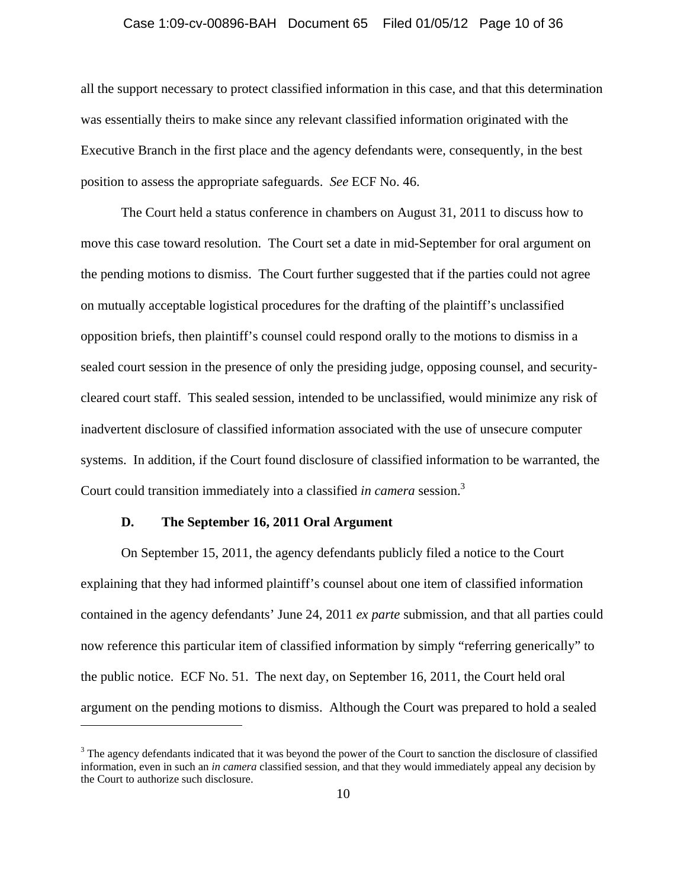all the support necessary to protect classified information in this case, and that this determination was essentially theirs to make since any relevant classified information originated with the Executive Branch in the first place and the agency defendants were, consequently, in the best position to assess the appropriate safeguards. *See* ECF No. 46.

The Court held a status conference in chambers on August 31, 2011 to discuss how to move this case toward resolution. The Court set a date in mid-September for oral argument on the pending motions to dismiss. The Court further suggested that if the parties could not agree on mutually acceptable logistical procedures for the drafting of the plaintiff's unclassified opposition briefs, then plaintiff's counsel could respond orally to the motions to dismiss in a sealed court session in the presence of only the presiding judge, opposing counsel, and security-cleared court staff. This sealed session, intended to be unclassified, would minimize any risk of inadvertent disclosure of classified information associated with the use of unsecure computer systems. In addition, if the Court found disclosure of classified information to be warranted, the Court could transition immediately into a classified *in camera* session.[3]

### D. The September 16, 2011 Oral Argument

On September 15, 2011, the agency defendants publicly filed a notice to the Court explaining that they had informed plaintiff's counsel about one item of classified information contained in the agency defendants' June 24, 2011 *ex parte* submission, and that all parties could now reference this particular item of classified information by simply "referring generically" to the public notice. ECF No. 51. The next day, on September 16, 2011, the Court held oral argument on the pending motions to dismiss. Although the Court was prepared to hold a sealed

---

[3] The agency defendants indicated that it was beyond the power of the Court to sanction the disclosure of classified information, even in such an *in camera* classified session, and that they would immediately appeal any decision by the Court to authorize such disclosure.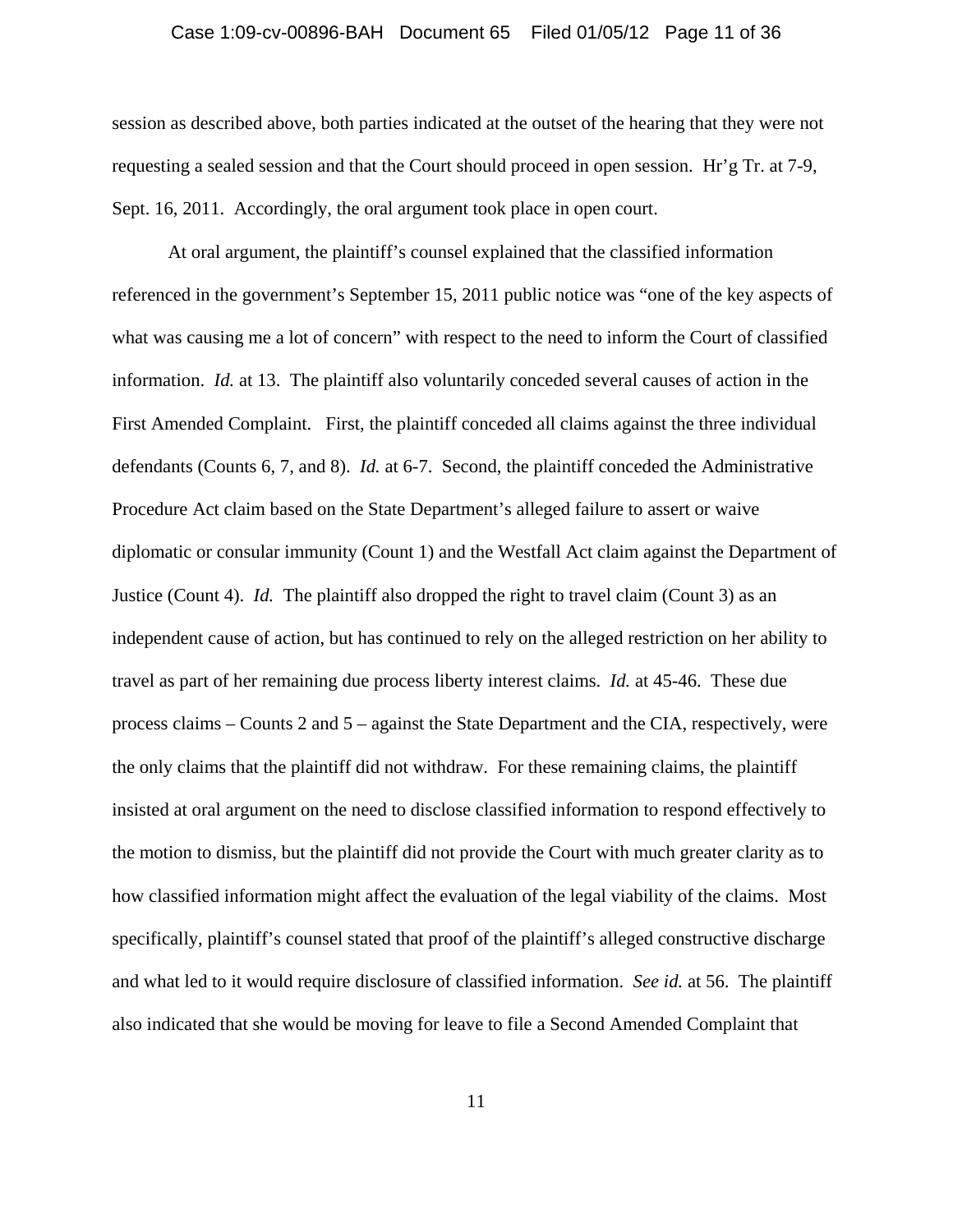session as described above, both parties indicated at the outset of the hearing that they were not requesting a sealed session and that the Court should proceed in open session. Hr'g Tr. at 7-9, Sept. 16, 2011. Accordingly, the oral argument took place in open court.

At oral argument, the plaintiff's counsel explained that the classified information referenced in the government's September 15, 2011 public notice was "one of the key aspects of what was causing me a lot of concern" with respect to the need to inform the Court of classified information. *Id.* at 13. The plaintiff also voluntarily conceded several causes of action in the First Amended Complaint. First, the plaintiff conceded all claims against the three individual defendants (Counts 6, 7, and 8). *Id.* at 6-7. Second, the plaintiff conceded the Administrative Procedure Act claim based on the State Department's alleged failure to assert or waive diplomatic or consular immunity (Count 1) and the Westfall Act claim against the Department of Justice (Count 4). *Id.* The plaintiff also dropped the right to travel claim (Count 3) as an independent cause of action, but has continued to rely on the alleged restriction on her ability to travel as part of her remaining due process liberty interest claims. *Id.* at 45-46. These due process claims – Counts 2 and 5 – against the State Department and the CIA, respectively, were the only claims that the plaintiff did not withdraw. For these remaining claims, the plaintiff insisted at oral argument on the need to disclose classified information to respond effectively to the motion to dismiss, but the plaintiff did not provide the Court with much greater clarity as to how classified information might affect the evaluation of the legal viability of the claims. Most specifically, plaintiff's counsel stated that proof of the plaintiff's alleged constructive discharge and what led to it would require disclosure of classified information. *See id.* at 56. The plaintiff also indicated that she would be moving for leave to file a Second Amended Complaint that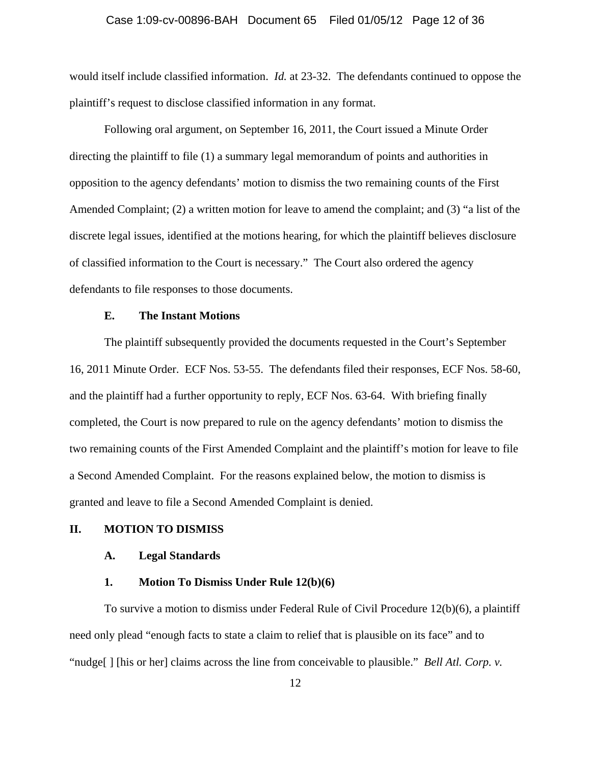would itself include classified information. *Id.* at 23-32. The defendants continued to oppose the plaintiff's request to disclose classified information in any format.

Following oral argument, on September 16, 2011, the Court issued a Minute Order directing the plaintiff to file (1) a summary legal memorandum of points and authorities in opposition to the agency defendants' motion to dismiss the two remaining counts of the First Amended Complaint; (2) a written motion for leave to amend the complaint; and (3) "a list of the discrete legal issues, identified at the motions hearing, for which the plaintiff believes disclosure of classified information to the Court is necessary." The Court also ordered the agency defendants to file responses to those documents.

### E. The Instant Motions

The plaintiff subsequently provided the documents requested in the Court's September 16, 2011 Minute Order. ECF Nos. 53-55. The defendants filed their responses, ECF Nos. 58-60, and the plaintiff had a further opportunity to reply, ECF Nos. 63-64. With briefing finally completed, the Court is now prepared to rule on the agency defendants' motion to dismiss the two remaining counts of the First Amended Complaint and the plaintiff's motion for leave to file a Second Amended Complaint. For the reasons explained below, the motion to dismiss is granted and leave to file a Second Amended Complaint is denied.

## II. MOTION TO DISMISS

### A. Legal Standards

#### 1. Motion To Dismiss Under Rule 12(b)(6)

To survive a motion to dismiss under Federal Rule of Civil Procedure 12(b)(6), a plaintiff need only plead "enough facts to state a claim to relief that is plausible on its face" and to "nudge[ ] [his or her] claims across the line from conceivable to plausible." *Bell Atl. Corp. v.*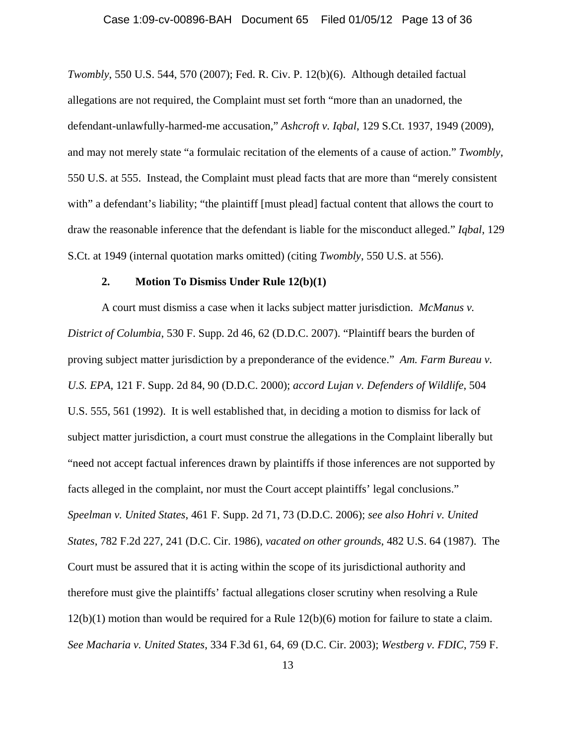*Twombly*, 550 U.S. 544, 570 (2007); Fed. R. Civ. P. 12(b)(6). Although detailed factual allegations are not required, the Complaint must set forth "more than an unadorned, the defendant-unlawfully-harmed-me accusation," *Ashcroft v. Iqbal*, 129 S.Ct. 1937, 1949 (2009), and may not merely state "a formulaic recitation of the elements of a cause of action." *Twombly*, 550 U.S. at 555. Instead, the Complaint must plead facts that are more than "merely consistent with" a defendant's liability; "the plaintiff [must plead] factual content that allows the court to draw the reasonable inference that the defendant is liable for the misconduct alleged." *Iqbal*, 129 S.Ct. at 1949 (internal quotation marks omitted) (citing *Twombly*, 550 U.S. at 556).

**2. Motion To Dismiss Under Rule 12(b)(1)**

A court must dismiss a case when it lacks subject matter jurisdiction. *McManus v. District of Columbia*, 530 F. Supp. 2d 46, 62 (D.D.C. 2007). "Plaintiff bears the burden of proving subject matter jurisdiction by a preponderance of the evidence." *Am. Farm Bureau v. U.S. EPA*, 121 F. Supp. 2d 84, 90 (D.D.C. 2000); *accord Lujan v. Defenders of Wildlife*, 504 U.S. 555, 561 (1992). It is well established that, in deciding a motion to dismiss for lack of subject matter jurisdiction, a court must construe the allegations in the Complaint liberally but "need not accept factual inferences drawn by plaintiffs if those inferences are not supported by facts alleged in the complaint, nor must the Court accept plaintiffs' legal conclusions." *Speelman v. United States*, 461 F. Supp. 2d 71, 73 (D.D.C. 2006); *see also Hohri v. United States*, 782 F.2d 227, 241 (D.C. Cir. 1986), *vacated on other grounds*, 482 U.S. 64 (1987). The Court must be assured that it is acting within the scope of its jurisdictional authority and therefore must give the plaintiffs' factual allegations closer scrutiny when resolving a Rule 12(b)(1) motion than would be required for a Rule 12(b)(6) motion for failure to state a claim. *See Macharia v. United States*, 334 F.3d 61, 64, 69 (D.C. Cir. 2003); *Westberg v. FDIC*, 759 F.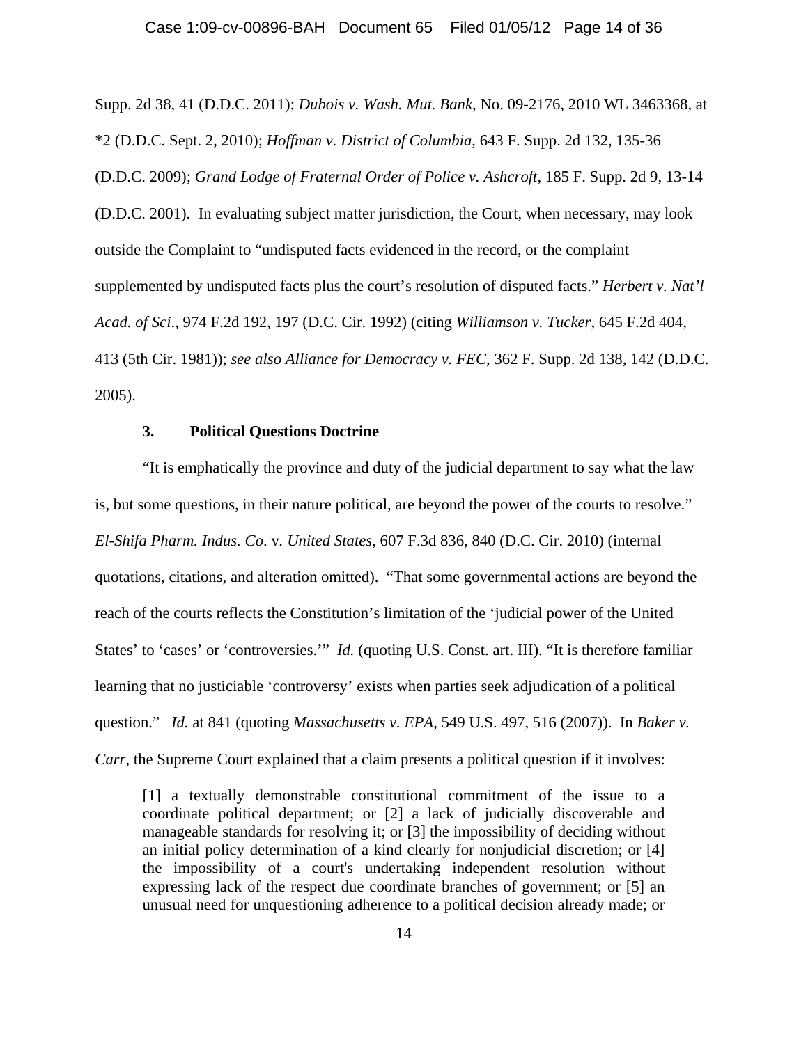Supp. 2d 38, 41 (D.D.C. 2011); *Dubois v. Wash. Mut. Bank*, No. 09-2176, 2010 WL 3463368, at *2 (D.D.C. Sept. 2, 2010); *Hoffman v. District of Columbia*, 643 F. Supp. 2d 132, 135-36 (D.D.C. 2009); *Grand Lodge of Fraternal Order of Police v. Ashcroft*, 185 F. Supp. 2d 9, 13-14 (D.D.C. 2001). In evaluating subject matter jurisdiction, the Court, when necessary, may look outside the Complaint to "undisputed facts evidenced in the record, or the complaint supplemented by undisputed facts plus the court's resolution of disputed facts." *Herbert v. Nat'l Acad. of Sci*., 974 F.2d 192, 197 (D.C. Cir. 1992) (citing *Williamson v. Tucker*, 645 F.2d 404, 413 (5th Cir. 1981)); *see also Alliance for Democracy v. FEC*, 362 F. Supp. 2d 138, 142 (D.D.C. 2005).

### 3. Political Questions Doctrine

"It is emphatically the province and duty of the judicial department to say what the law is, but some questions, in their nature political, are beyond the power of the courts to resolve." *El-Shifa Pharm. Indus. Co.* v. *United States*, 607 F.3d 836, 840 (D.C. Cir. 2010) (internal quotations, citations, and alteration omitted). "That some governmental actions are beyond the reach of the courts reflects the Constitution's limitation of the 'judicial power of the United States' to 'cases' or 'controversies.'" *Id.* (quoting U.S. Const. art. III). "It is therefore familiar learning that no justiciable 'controversy' exists when parties seek adjudication of a political question." *Id.* at 841 (quoting *Massachusetts v. EPA*, 549 U.S. 497, 516 (2007)). In *Baker v. Carr*, the Supreme Court explained that a claim presents a political question if it involves:

> [1] a textually demonstrable constitutional commitment of the issue to a coordinate political department; or [2] a lack of judicially discoverable and manageable standards for resolving it; or [3] the impossibility of deciding without an initial policy determination of a kind clearly for nonjudicial discretion; or [4] the impossibility of a court's undertaking independent resolution without expressing lack of the respect due coordinate branches of government; or [5] an unusual need for unquestioning adherence to a political decision already made; or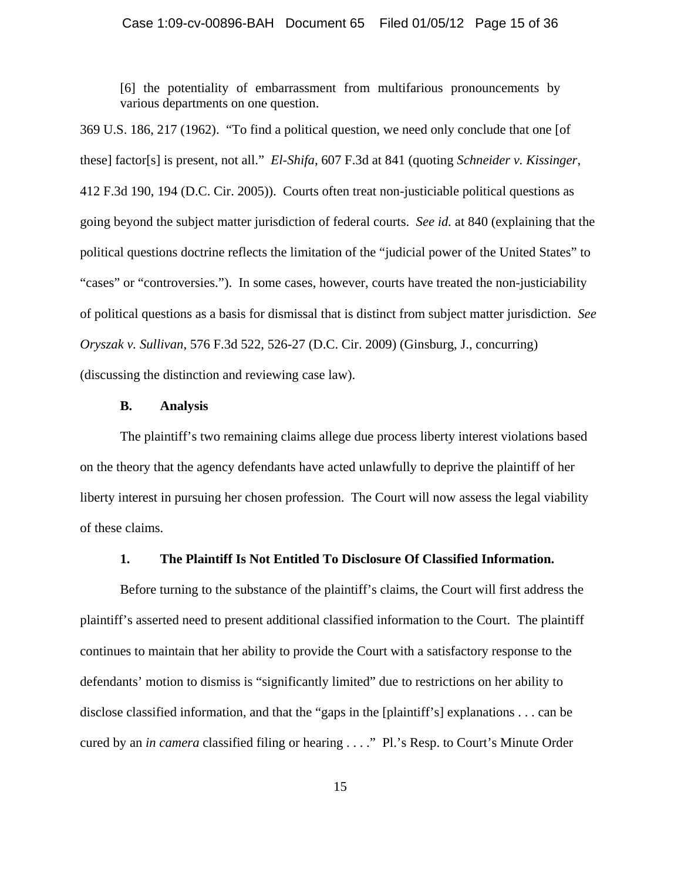> [6] the potentiality of embarrassment from multifarious pronouncements by various departments on one question.

369 U.S. 186, 217 (1962). "To find a political question, we need only conclude that one [of these] factor[s] is present, not all." *El-Shifa*, 607 F.3d at 841 (quoting *Schneider v. Kissinger*, 412 F.3d 190, 194 (D.C. Cir. 2005)). Courts often treat non-justiciable political questions as going beyond the subject matter jurisdiction of federal courts. *See id.* at 840 (explaining that the political questions doctrine reflects the limitation of the "judicial power of the United States" to "cases" or "controversies."). In some cases, however, courts have treated the non-justiciability of political questions as a basis for dismissal that is distinct from subject matter jurisdiction. *See Oryszak v. Sullivan*, 576 F.3d 522, 526-27 (D.C. Cir. 2009) (Ginsburg, J., concurring) (discussing the distinction and reviewing case law).

### B. Analysis

The plaintiff's two remaining claims allege due process liberty interest violations based on the theory that the agency defendants have acted unlawfully to deprive the plaintiff of her liberty interest in pursuing her chosen profession. The Court will now assess the legal viability of these claims.

#### 1. The Plaintiff Is Not Entitled To Disclosure Of Classified Information.

Before turning to the substance of the plaintiff's claims, the Court will first address the plaintiff's asserted need to present additional classified information to the Court. The plaintiff continues to maintain that her ability to provide the Court with a satisfactory response to the defendants' motion to dismiss is "significantly limited" due to restrictions on her ability to disclose classified information, and that the "gaps in the [plaintiff's] explanations . . . can be cured by an *in camera* classified filing or hearing . . . ." Pl.'s Resp. to Court's Minute Order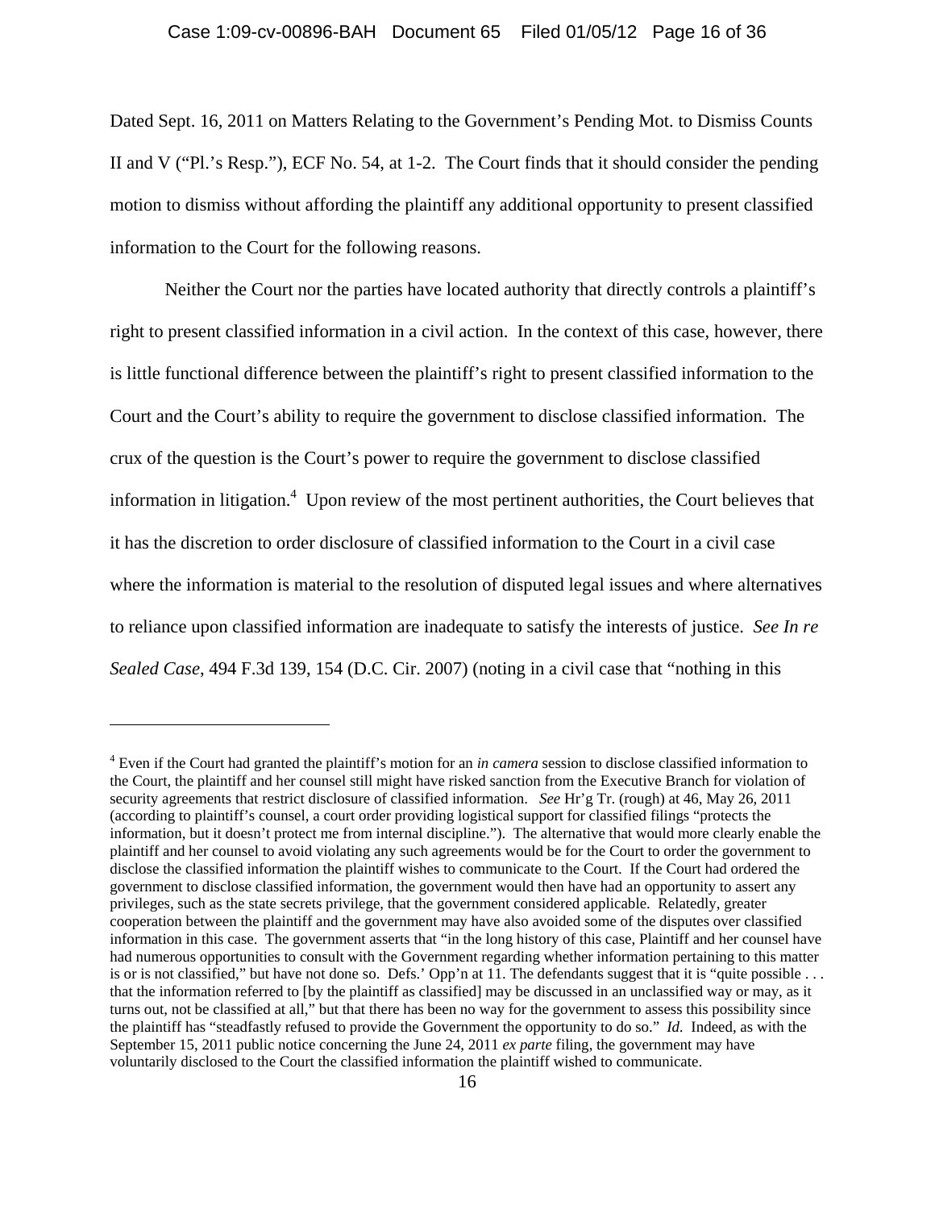Dated Sept. 16, 2011 on Matters Relating to the Government's Pending Mot. to Dismiss Counts II and V ("Pl.'s Resp."), ECF No. 54, at 1-2. The Court finds that it should consider the pending motion to dismiss without affording the plaintiff any additional opportunity to present classified information to the Court for the following reasons.

Neither the Court nor the parties have located authority that directly controls a plaintiff's right to present classified information in a civil action. In the context of this case, however, there is little functional difference between the plaintiff's right to present classified information to the Court and the Court's ability to require the government to disclose classified information. The crux of the question is the Court's power to require the government to disclose classified information in litigation.[4] Upon review of the most pertinent authorities, the Court believes that it has the discretion to order disclosure of classified information to the Court in a civil case where the information is material to the resolution of disputed legal issues and where alternatives to reliance upon classified information are inadequate to satisfy the interests of justice. *See In re Sealed Case*, 494 F.3d 139, 154 (D.C. Cir. 2007) (noting in a civil case that "nothing in this

---

[4] Even if the Court had granted the plaintiff's motion for an *in camera* session to disclose classified information to the Court, the plaintiff and her counsel still might have risked sanction from the Executive Branch for violation of security agreements that restrict disclosure of classified information. *See* Hr'g Tr. (rough) at 46, May 26, 2011 (according to plaintiff's counsel, a court order providing logistical support for classified filings "protects the information, but it doesn't protect me from internal discipline."). The alternative that would more clearly enable the plaintiff and her counsel to avoid violating any such agreements would be for the Court to order the government to disclose the classified information the plaintiff wishes to communicate to the Court. If the Court had ordered the government to disclose classified information, the government would then have had an opportunity to assert any privileges, such as the state secrets privilege, that the government considered applicable. Relatedly, greater cooperation between the plaintiff and the government may have also avoided some of the disputes over classified information in this case. The government asserts that "in the long history of this case, Plaintiff and her counsel have had numerous opportunities to consult with the Government regarding whether information pertaining to this matter is or is not classified," but have not done so. Defs.' Opp'n at 11. The defendants suggest that it is "quite possible . . . that the information referred to [by the plaintiff as classified] may be discussed in an unclassified way or may, as it turns out, not be classified at all," but that there has been no way for the government to assess this possibility since the plaintiff has "steadfastly refused to provide the Government the opportunity to do so." *Id.* Indeed, as with the September 15, 2011 public notice concerning the June 24, 2011 *ex parte* filing, the government may have voluntarily disclosed to the Court the classified information the plaintiff wished to communicate.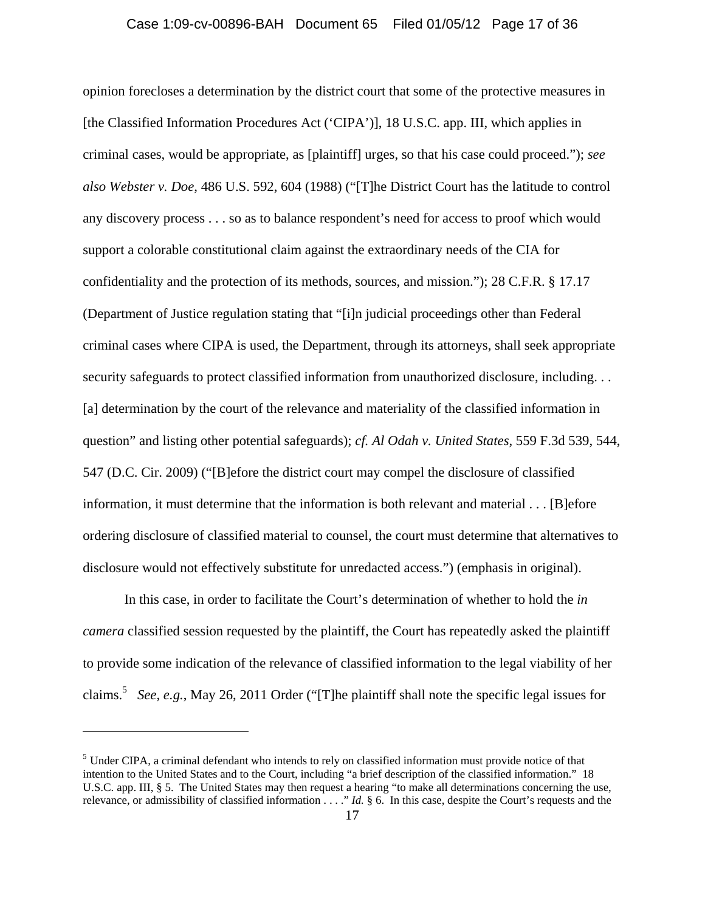opinion forecloses a determination by the district court that some of the protective measures in [the Classified Information Procedures Act ('CIPA')], 18 U.S.C. app. III, which applies in criminal cases, would be appropriate, as [plaintiff] urges, so that his case could proceed."); *see also Webster v. Doe*, 486 U.S. 592, 604 (1988) ("[T]he District Court has the latitude to control any discovery process . . . so as to balance respondent's need for access to proof which would support a colorable constitutional claim against the extraordinary needs of the CIA for confidentiality and the protection of its methods, sources, and mission."); 28 C.F.R. § 17.17 (Department of Justice regulation stating that "[i]n judicial proceedings other than Federal criminal cases where CIPA is used, the Department, through its attorneys, shall seek appropriate security safeguards to protect classified information from unauthorized disclosure, including. . . [a] determination by the court of the relevance and materiality of the classified information in question" and listing other potential safeguards); *cf. Al Odah v. United States*, 559 F.3d 539, 544, 547 (D.C. Cir. 2009) ("[B]efore the district court may compel the disclosure of classified information, it must determine that the information is both relevant and material . . . [B]efore ordering disclosure of classified material to counsel, the court must determine that alternatives to disclosure would not effectively substitute for unredacted access.") (emphasis in original).

In this case, in order to facilitate the Court's determination of whether to hold the *in camera* classified session requested by the plaintiff, the Court has repeatedly asked the plaintiff to provide some indication of the relevance of classified information to the legal viability of her claims.[5] *See, e.g.*, May 26, 2011 Order ("[T]he plaintiff shall note the specific legal issues for

---

[5] Under CIPA, a criminal defendant who intends to rely on classified information must provide notice of that intention to the United States and to the Court, including "a brief description of the classified information." 18 U.S.C. app. III, § 5. The United States may then request a hearing "to make all determinations concerning the use, relevance, or admissibility of classified information . . . ." *Id.* § 6. In this case, despite the Court's requests and the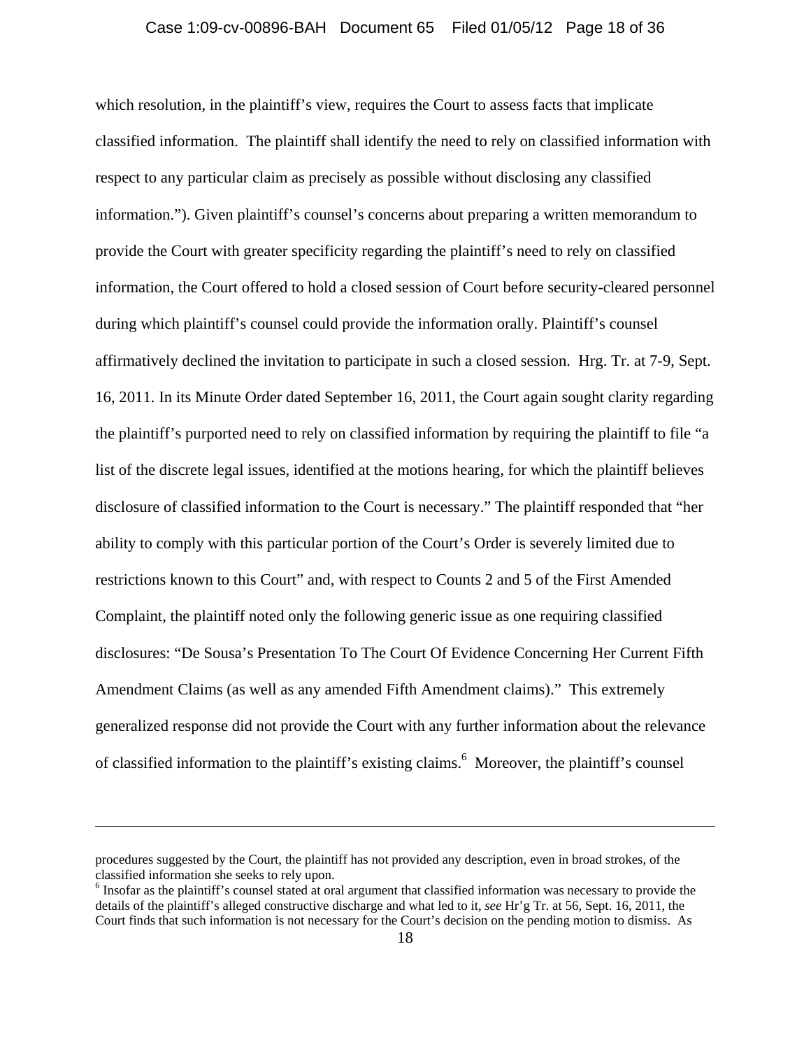which resolution, in the plaintiff's view, requires the Court to assess facts that implicate classified information. The plaintiff shall identify the need to rely on classified information with respect to any particular claim as precisely as possible without disclosing any classified information."). Given plaintiff's counsel's concerns about preparing a written memorandum to provide the Court with greater specificity regarding the plaintiff's need to rely on classified information, the Court offered to hold a closed session of Court before security-cleared personnel during which plaintiff's counsel could provide the information orally. Plaintiff's counsel affirmatively declined the invitation to participate in such a closed session. Hrg. Tr. at 7-9, Sept. 16, 2011. In its Minute Order dated September 16, 2011, the Court again sought clarity regarding the plaintiff's purported need to rely on classified information by requiring the plaintiff to file "a list of the discrete legal issues, identified at the motions hearing, for which the plaintiff believes disclosure of classified information to the Court is necessary." The plaintiff responded that "her ability to comply with this particular portion of the Court's Order is severely limited due to restrictions known to this Court" and, with respect to Counts 2 and 5 of the First Amended Complaint, the plaintiff noted only the following generic issue as one requiring classified disclosures: "De Sousa's Presentation To The Court Of Evidence Concerning Her Current Fifth Amendment Claims (as well as any amended Fifth Amendment claims)." This extremely generalized response did not provide the Court with any further information about the relevance of classified information to the plaintiff's existing claims.[6] Moreover, the plaintiff's counsel

---

procedures suggested by the Court, the plaintiff has not provided any description, even in broad strokes, of the classified information she seeks to rely upon.

[6] Insofar as the plaintiff's counsel stated at oral argument that classified information was necessary to provide the details of the plaintiff's alleged constructive discharge and what led to it, *see* Hr'g Tr. at 56, Sept. 16, 2011, the Court finds that such information is not necessary for the Court's decision on the pending motion to dismiss. As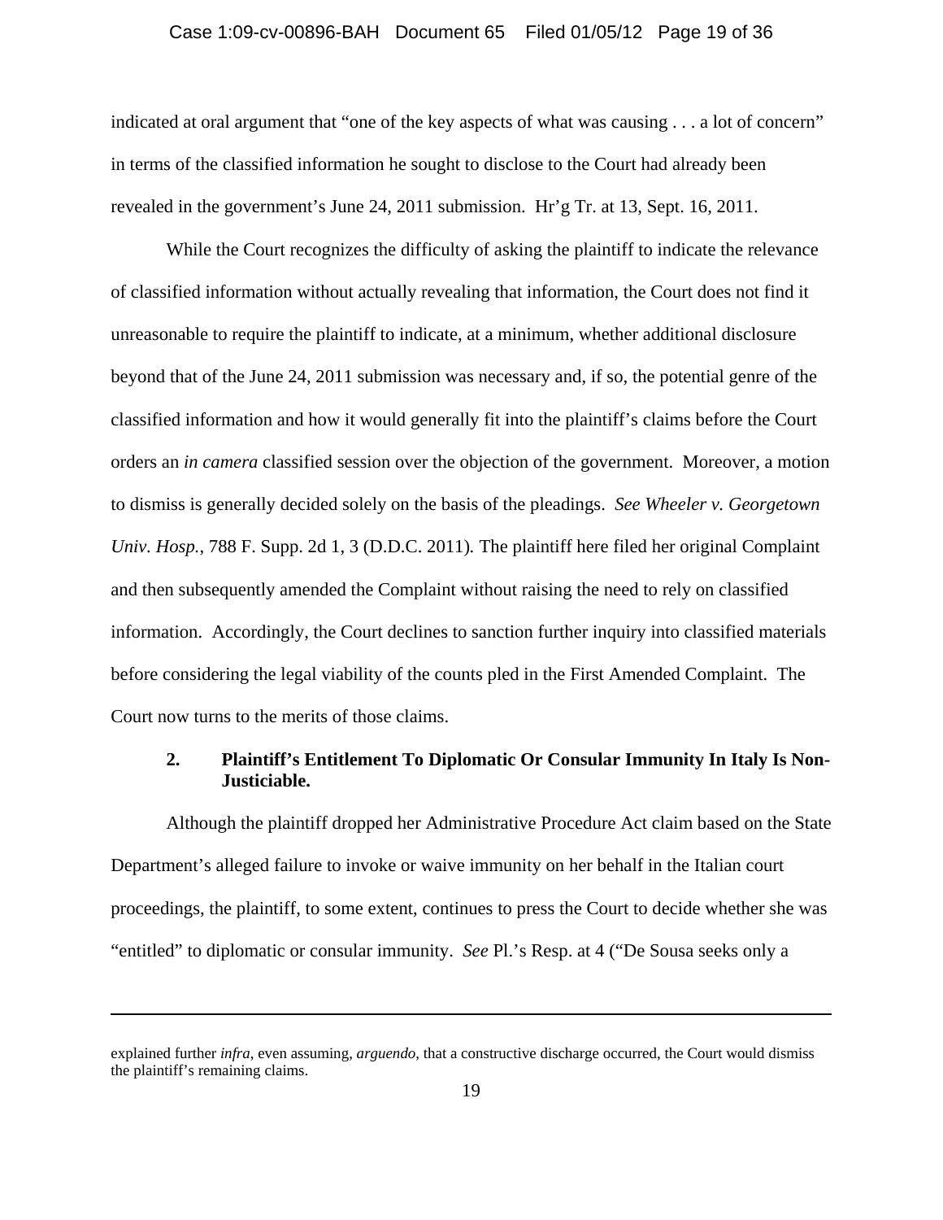indicated at oral argument that "one of the key aspects of what was causing . . . a lot of concern" in terms of the classified information he sought to disclose to the Court had already been revealed in the government's June 24, 2011 submission. Hr'g Tr. at 13, Sept. 16, 2011.

While the Court recognizes the difficulty of asking the plaintiff to indicate the relevance of classified information without actually revealing that information, the Court does not find it unreasonable to require the plaintiff to indicate, at a minimum, whether additional disclosure beyond that of the June 24, 2011 submission was necessary and, if so, the potential genre of the classified information and how it would generally fit into the plaintiff's claims before the Court orders an *in camera* classified session over the objection of the government. Moreover, a motion to dismiss is generally decided solely on the basis of the pleadings. *See Wheeler v. Georgetown Univ. Hosp.*, 788 F. Supp. 2d 1, 3 (D.D.C. 2011). The plaintiff here filed her original Complaint and then subsequently amended the Complaint without raising the need to rely on classified information. Accordingly, the Court declines to sanction further inquiry into classified materials before considering the legal viability of the counts pled in the First Amended Complaint. The Court now turns to the merits of those claims.

### 2. Plaintiff's Entitlement To Diplomatic Or Consular Immunity In Italy Is Non-Justiciable.

Although the plaintiff dropped her Administrative Procedure Act claim based on the State Department's alleged failure to invoke or waive immunity on her behalf in the Italian court proceedings, the plaintiff, to some extent, continues to press the Court to decide whether she was "entitled" to diplomatic or consular immunity. *See* Pl.'s Resp. at 4 ("De Sousa seeks only a

---

explained further *infra*, even assuming, *arguendo*, that a constructive discharge occurred, the Court would dismiss the plaintiff's remaining claims.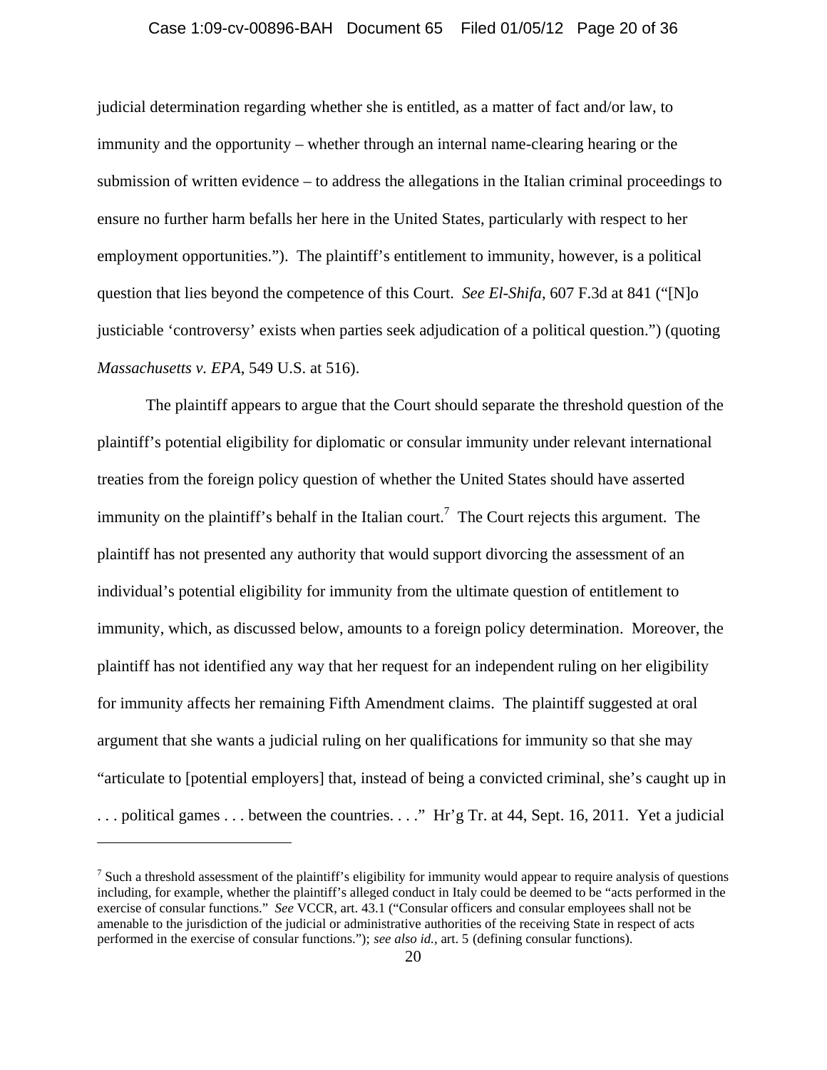judicial determination regarding whether she is entitled, as a matter of fact and/or law, to immunity and the opportunity – whether through an internal name-clearing hearing or the submission of written evidence – to address the allegations in the Italian criminal proceedings to ensure no further harm befalls her here in the United States, particularly with respect to her employment opportunities."). The plaintiff's entitlement to immunity, however, is a political question that lies beyond the competence of this Court. *See El-Shifa*, 607 F.3d at 841 ("[N]o justiciable 'controversy' exists when parties seek adjudication of a political question.") (quoting *Massachusetts v. EPA*, 549 U.S. at 516).

The plaintiff appears to argue that the Court should separate the threshold question of the plaintiff's potential eligibility for diplomatic or consular immunity under relevant international treaties from the foreign policy question of whether the United States should have asserted immunity on the plaintiff's behalf in the Italian court.[7] The Court rejects this argument. The plaintiff has not presented any authority that would support divorcing the assessment of an individual's potential eligibility for immunity from the ultimate question of entitlement to immunity, which, as discussed below, amounts to a foreign policy determination. Moreover, the plaintiff has not identified any way that her request for an independent ruling on her eligibility for immunity affects her remaining Fifth Amendment claims. The plaintiff suggested at oral argument that she wants a judicial ruling on her qualifications for immunity so that she may "articulate to [potential employers] that, instead of being a convicted criminal, she's caught up in . . . political games . . . between the countries. . . ." Hr'g Tr. at 44, Sept. 16, 2011. Yet a judicial

---

[7] Such a threshold assessment of the plaintiff's eligibility for immunity would appear to require analysis of questions including, for example, whether the plaintiff's alleged conduct in Italy could be deemed to be "acts performed in the exercise of consular functions." *See* VCCR, art. 43.1 ("Consular officers and consular employees shall not be amenable to the jurisdiction of the judicial or administrative authorities of the receiving State in respect of acts performed in the exercise of consular functions."); *see also id.*, art. 5 (defining consular functions).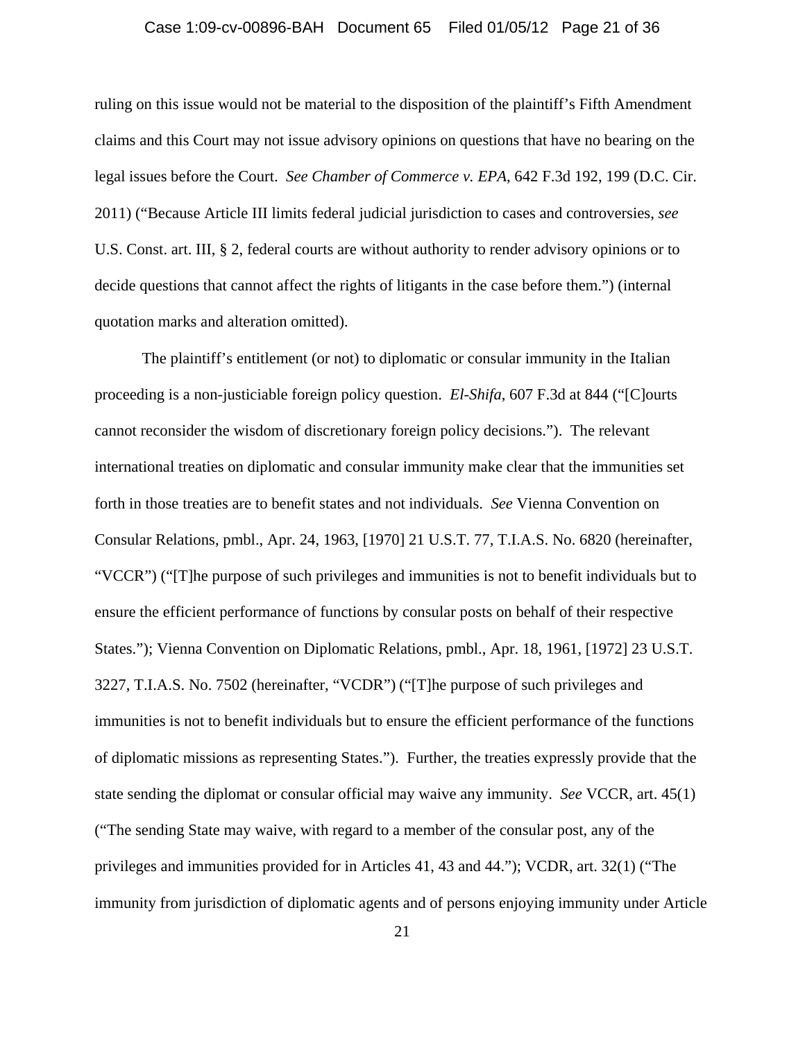ruling on this issue would not be material to the disposition of the plaintiff's Fifth Amendment claims and this Court may not issue advisory opinions on questions that have no bearing on the legal issues before the Court. *See Chamber of Commerce v. EPA*, 642 F.3d 192, 199 (D.C. Cir. 2011) ("Because Article III limits federal judicial jurisdiction to cases and controversies, *see* U.S. Const. art. III, § 2, federal courts are without authority to render advisory opinions or to decide questions that cannot affect the rights of litigants in the case before them.") (internal quotation marks and alteration omitted).

The plaintiff's entitlement (or not) to diplomatic or consular immunity in the Italian proceeding is a non-justiciable foreign policy question. *El-Shifa*, 607 F.3d at 844 ("[C]ourts cannot reconsider the wisdom of discretionary foreign policy decisions."). The relevant international treaties on diplomatic and consular immunity make clear that the immunities set forth in those treaties are to benefit states and not individuals. *See* Vienna Convention on Consular Relations, pmbl., Apr. 24, 1963, [1970] 21 U.S.T. 77, T.I.A.S. No. 6820 (hereinafter, "VCCR") ("[T]he purpose of such privileges and immunities is not to benefit individuals but to ensure the efficient performance of functions by consular posts on behalf of their respective States."); Vienna Convention on Diplomatic Relations, pmbl., Apr. 18, 1961, [1972] 23 U.S.T. 3227, T.I.A.S. No. 7502 (hereinafter, "VCDR") ("[T]he purpose of such privileges and immunities is not to benefit individuals but to ensure the efficient performance of the functions of diplomatic missions as representing States."). Further, the treaties expressly provide that the state sending the diplomat or consular official may waive any immunity. *See* VCCR, art. 45(1) ("The sending State may waive, with regard to a member of the consular post, any of the privileges and immunities provided for in Articles 41, 43 and 44."); VCDR, art. 32(1) ("The immunity from jurisdiction of diplomatic agents and of persons enjoying immunity under Article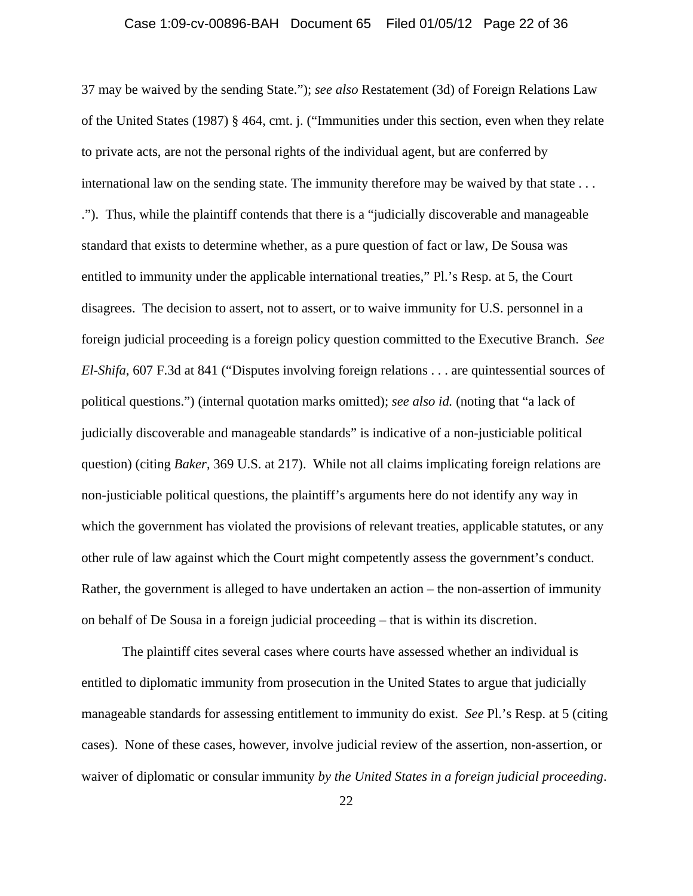37 may be waived by the sending State."); *see also* Restatement (3d) of Foreign Relations Law of the United States (1987) § 464, cmt. j. ("Immunities under this section, even when they relate to private acts, are not the personal rights of the individual agent, but are conferred by international law on the sending state. The immunity therefore may be waived by that state . . . ."). Thus, while the plaintiff contends that there is a "judicially discoverable and manageable standard that exists to determine whether, as a pure question of fact or law, De Sousa was entitled to immunity under the applicable international treaties," Pl.'s Resp. at 5, the Court disagrees. The decision to assert, not to assert, or to waive immunity for U.S. personnel in a foreign judicial proceeding is a foreign policy question committed to the Executive Branch. *See El-Shifa*, 607 F.3d at 841 ("Disputes involving foreign relations . . . are quintessential sources of political questions.") (internal quotation marks omitted); *see also id.* (noting that "a lack of judicially discoverable and manageable standards" is indicative of a non-justiciable political question) (citing *Baker*, 369 U.S. at 217). While not all claims implicating foreign relations are non-justiciable political questions, the plaintiff's arguments here do not identify any way in which the government has violated the provisions of relevant treaties, applicable statutes, or any other rule of law against which the Court might competently assess the government's conduct. Rather, the government is alleged to have undertaken an action – the non-assertion of immunity on behalf of De Sousa in a foreign judicial proceeding – that is within its discretion.

The plaintiff cites several cases where courts have assessed whether an individual is entitled to diplomatic immunity from prosecution in the United States to argue that judicially manageable standards for assessing entitlement to immunity do exist. *See* Pl.'s Resp. at 5 (citing cases). None of these cases, however, involve judicial review of the assertion, non-assertion, or waiver of diplomatic or consular immunity *by the United States in a foreign judicial proceeding*.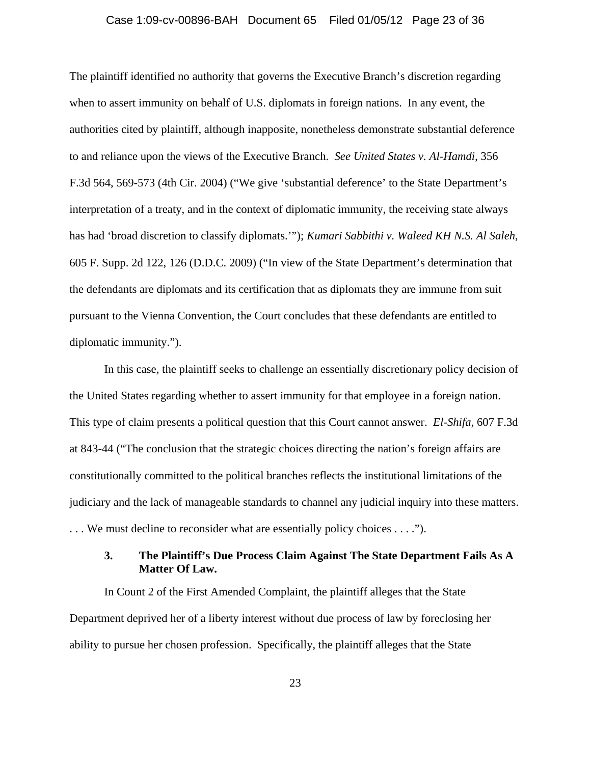The plaintiff identified no authority that governs the Executive Branch's discretion regarding when to assert immunity on behalf of U.S. diplomats in foreign nations. In any event, the authorities cited by plaintiff, although inapposite, nonetheless demonstrate substantial deference to and reliance upon the views of the Executive Branch. *See United States v. Al-Hamdi*, 356 F.3d 564, 569-573 (4th Cir. 2004) ("We give 'substantial deference' to the State Department's interpretation of a treaty, and in the context of diplomatic immunity, the receiving state always has had 'broad discretion to classify diplomats.'"); *Kumari Sabbithi v. Waleed KH N.S. Al Saleh*, 605 F. Supp. 2d 122, 126 (D.D.C. 2009) ("In view of the State Department's determination that the defendants are diplomats and its certification that as diplomats they are immune from suit pursuant to the Vienna Convention, the Court concludes that these defendants are entitled to diplomatic immunity.").

In this case, the plaintiff seeks to challenge an essentially discretionary policy decision of the United States regarding whether to assert immunity for that employee in a foreign nation. This type of claim presents a political question that this Court cannot answer. *El-Shifa*, 607 F.3d at 843-44 ("The conclusion that the strategic choices directing the nation's foreign affairs are constitutionally committed to the political branches reflects the institutional limitations of the judiciary and the lack of manageable standards to channel any judicial inquiry into these matters. . . . We must decline to reconsider what are essentially policy choices . . . .").

### 3. The Plaintiff's Due Process Claim Against The State Department Fails As A Matter Of Law.

In Count 2 of the First Amended Complaint, the plaintiff alleges that the State Department deprived her of a liberty interest without due process of law by foreclosing her ability to pursue her chosen profession. Specifically, the plaintiff alleges that the State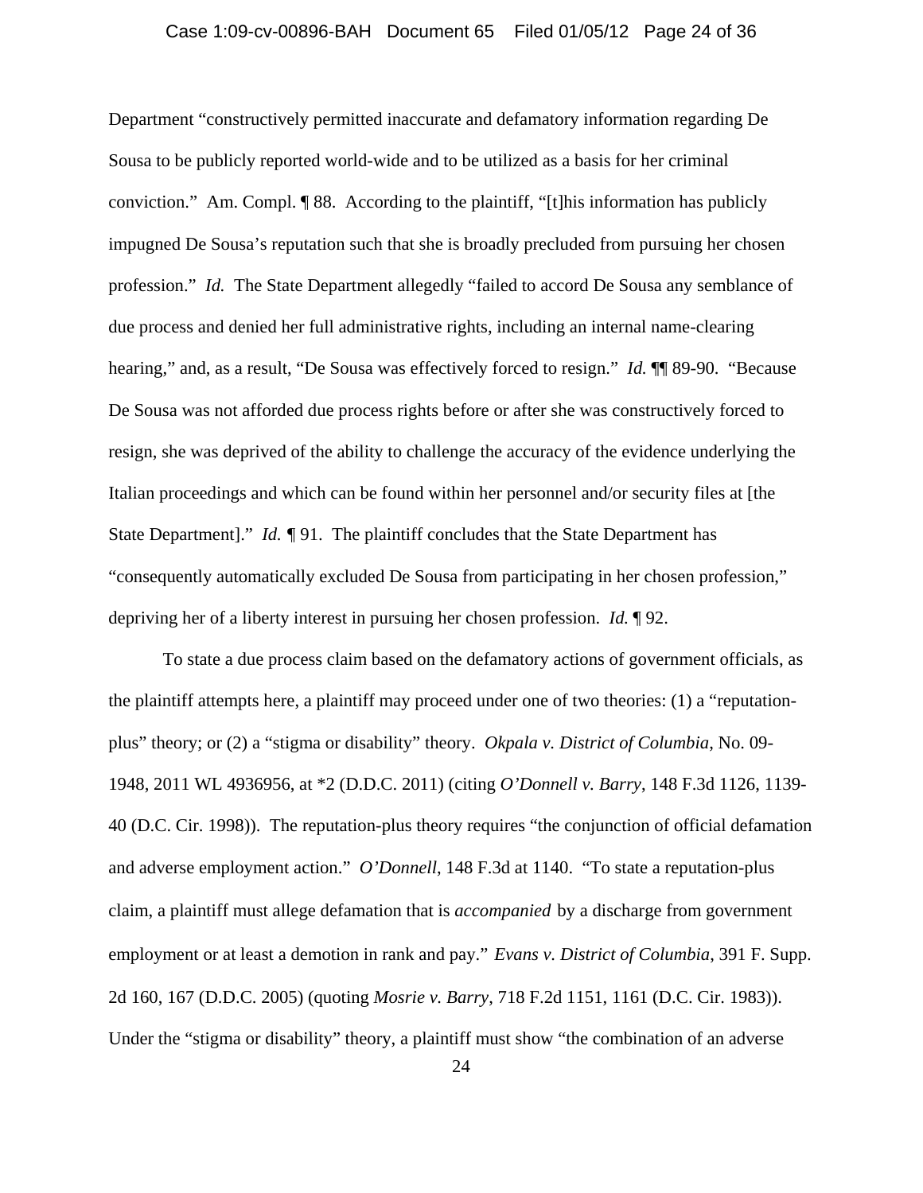Department "constructively permitted inaccurate and defamatory information regarding De Sousa to be publicly reported world-wide and to be utilized as a basis for her criminal conviction." Am. Compl. ¶ 88. According to the plaintiff, "[t]his information has publicly impugned De Sousa's reputation such that she is broadly precluded from pursuing her chosen profession." *Id.* The State Department allegedly "failed to accord De Sousa any semblance of due process and denied her full administrative rights, including an internal name-clearing hearing," and, as a result, "De Sousa was effectively forced to resign." *Id.* ¶¶ 89-90. "Because De Sousa was not afforded due process rights before or after she was constructively forced to resign, she was deprived of the ability to challenge the accuracy of the evidence underlying the Italian proceedings and which can be found within her personnel and/or security files at [the State Department]." *Id.* ¶ 91. The plaintiff concludes that the State Department has "consequently automatically excluded De Sousa from participating in her chosen profession," depriving her of a liberty interest in pursuing her chosen profession. *Id.* ¶ 92.

To state a due process claim based on the defamatory actions of government officials, as the plaintiff attempts here, a plaintiff may proceed under one of two theories: (1) a "reputation-plus" theory; or (2) a "stigma or disability" theory. *Okpala v. District of Columbia*, No. 09-1948, 2011 WL 4936956, at *2 (D.D.C. 2011) (citing *O'Donnell v. Barry*, 148 F.3d 1126, 1139-40 (D.C. Cir. 1998)). The reputation-plus theory requires "the conjunction of official defamation and adverse employment action." *O'Donnell*, 148 F.3d at 1140. "To state a reputation-plus claim, a plaintiff must allege defamation that is *accompanied* by a discharge from government employment or at least a demotion in rank and pay." *Evans v. District of Columbia*, 391 F. Supp. 2d 160, 167 (D.D.C. 2005) (quoting *Mosrie v. Barry*, 718 F.2d 1151, 1161 (D.C. Cir. 1983)). Under the "stigma or disability" theory, a plaintiff must show "the combination of an adverse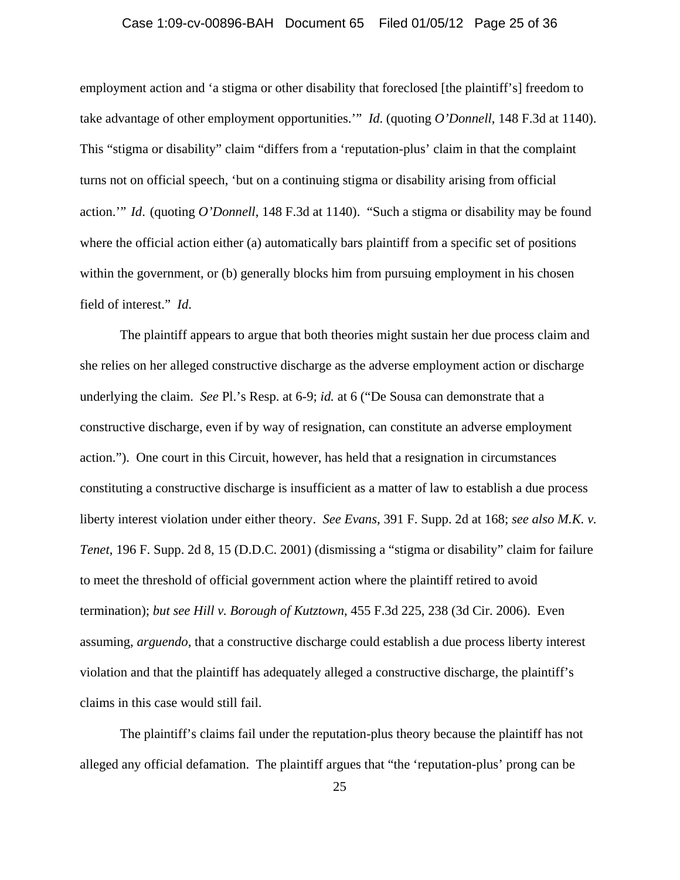employment action and 'a stigma or other disability that foreclosed [the plaintiff's] freedom to take advantage of other employment opportunities.'" *Id*. (quoting *O'Donnell*, 148 F.3d at 1140). This "stigma or disability" claim "differs from a 'reputation-plus' claim in that the complaint turns not on official speech, 'but on a continuing stigma or disability arising from official action.'" *Id*. (quoting *O'Donnell*, 148 F.3d at 1140). "Such a stigma or disability may be found where the official action either (a) automatically bars plaintiff from a specific set of positions within the government, or (b) generally blocks him from pursuing employment in his chosen field of interest." *Id*.

The plaintiff appears to argue that both theories might sustain her due process claim and she relies on her alleged constructive discharge as the adverse employment action or discharge underlying the claim. *See* Pl.'s Resp. at 6-9; *id.* at 6 ("De Sousa can demonstrate that a constructive discharge, even if by way of resignation, can constitute an adverse employment action."). One court in this Circuit, however, has held that a resignation in circumstances constituting a constructive discharge is insufficient as a matter of law to establish a due process liberty interest violation under either theory. *See Evans*, 391 F. Supp. 2d at 168; *see also M.K. v. Tenet*, 196 F. Supp. 2d 8, 15 (D.D.C. 2001) (dismissing a "stigma or disability" claim for failure to meet the threshold of official government action where the plaintiff retired to avoid termination); *but see Hill v. Borough of Kutztown*, 455 F.3d 225, 238 (3d Cir. 2006). Even assuming, *arguendo*, that a constructive discharge could establish a due process liberty interest violation and that the plaintiff has adequately alleged a constructive discharge, the plaintiff's claims in this case would still fail.

The plaintiff's claims fail under the reputation-plus theory because the plaintiff has not alleged any official defamation. The plaintiff argues that "the 'reputation-plus' prong can be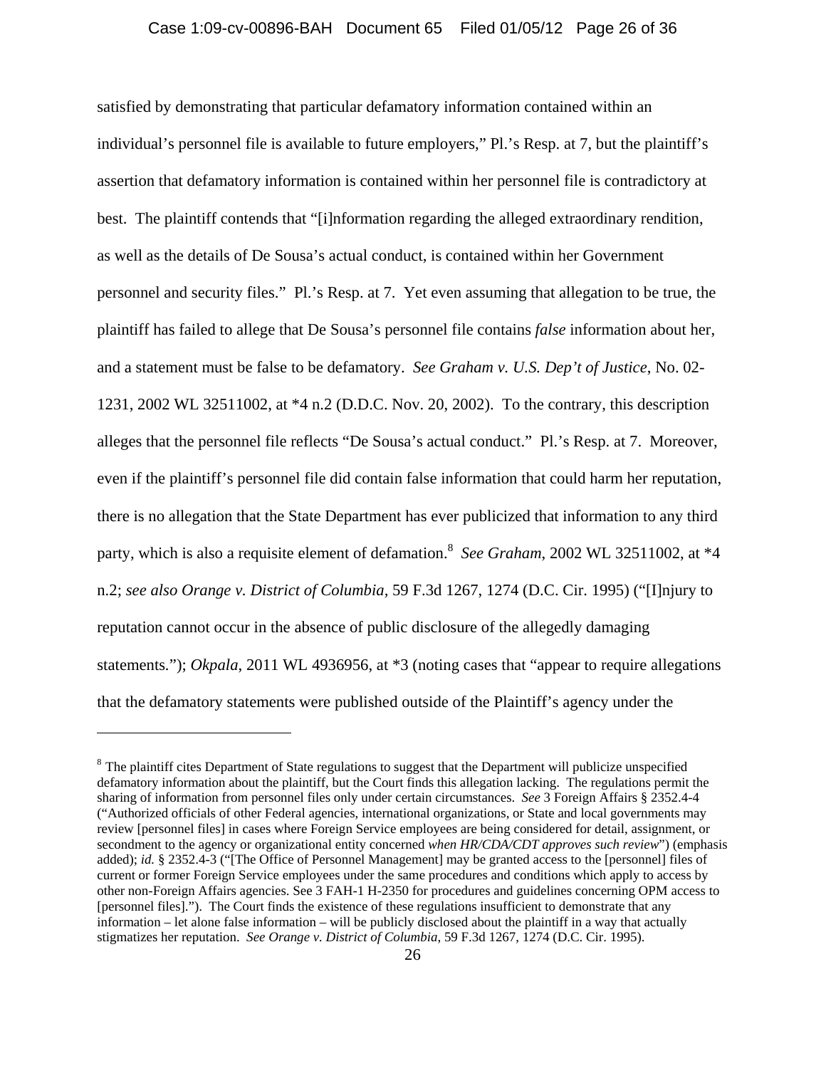satisfied by demonstrating that particular defamatory information contained within an individual's personnel file is available to future employers," Pl.'s Resp. at 7, but the plaintiff's assertion that defamatory information is contained within her personnel file is contradictory at best. The plaintiff contends that "[i]nformation regarding the alleged extraordinary rendition, as well as the details of De Sousa's actual conduct, is contained within her Government personnel and security files." Pl.'s Resp. at 7. Yet even assuming that allegation to be true, the plaintiff has failed to allege that De Sousa's personnel file contains *false* information about her, and a statement must be false to be defamatory. *See Graham v. U.S. Dep't of Justice*, No. 02-1231, 2002 WL 32511002, at *4 n.2 (D.D.C. Nov. 20, 2002). To the contrary, this description alleges that the personnel file reflects "De Sousa's actual conduct." Pl.'s Resp. at 7. Moreover, even if the plaintiff's personnel file did contain false information that could harm her reputation, there is no allegation that the State Department has ever publicized that information to any third party, which is also a requisite element of defamation.[8] *See Graham*, 2002 WL 32511002, at *4 n.2; *see also Orange v. District of Columbia*, 59 F.3d 1267, 1274 (D.C. Cir. 1995) ("[I]njury to reputation cannot occur in the absence of public disclosure of the allegedly damaging statements."); *Okpala*, 2011 WL 4936956, at *3 (noting cases that "appear to require allegations that the defamatory statements were published outside of the Plaintiff's agency under the

---

[8] The plaintiff cites Department of State regulations to suggest that the Department will publicize unspecified defamatory information about the plaintiff, but the Court finds this allegation lacking. The regulations permit the sharing of information from personnel files only under certain circumstances. *See* 3 Foreign Affairs § 2352.4-4 ("Authorized officials of other Federal agencies, international organizations, or State and local governments may review [personnel files] in cases where Foreign Service employees are being considered for detail, assignment, or secondment to the agency or organizational entity concerned *when HR/CDA/CDT approves such review*") (emphasis added); *id.* § 2352.4-3 ("[The Office of Personnel Management] may be granted access to the [personnel] files of current or former Foreign Service employees under the same procedures and conditions which apply to access by other non-Foreign Affairs agencies. See 3 FAH-1 H-2350 for procedures and guidelines concerning OPM access to [personnel files]."). The Court finds the existence of these regulations insufficient to demonstrate that any information – let alone false information – will be publicly disclosed about the plaintiff in a way that actually stigmatizes her reputation. *See Orange v. District of Columbia*, 59 F.3d 1267, 1274 (D.C. Cir. 1995).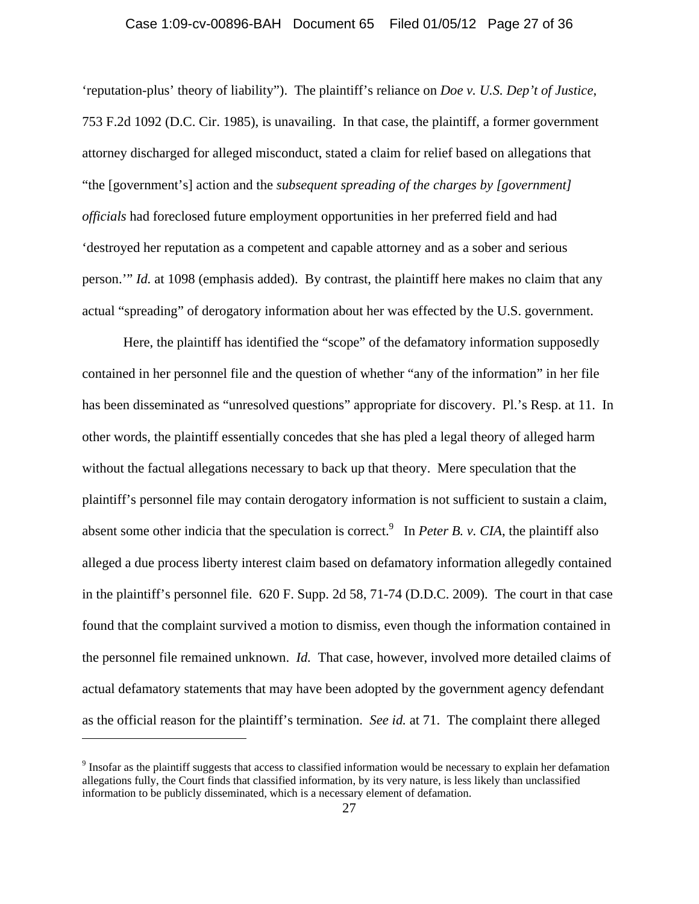'reputation-plus' theory of liability"). The plaintiff's reliance on *Doe v. U.S. Dep't of Justice*, 753 F.2d 1092 (D.C. Cir. 1985), is unavailing. In that case, the plaintiff, a former government attorney discharged for alleged misconduct, stated a claim for relief based on allegations that "the [government's] action and the *subsequent spreading of the charges by [government] officials* had foreclosed future employment opportunities in her preferred field and had 'destroyed her reputation as a competent and capable attorney and as a sober and serious person.'" *Id.* at 1098 (emphasis added). By contrast, the plaintiff here makes no claim that any actual "spreading" of derogatory information about her was effected by the U.S. government.

Here, the plaintiff has identified the "scope" of the defamatory information supposedly contained in her personnel file and the question of whether "any of the information" in her file has been disseminated as "unresolved questions" appropriate for discovery. Pl.'s Resp. at 11. In other words, the plaintiff essentially concedes that she has pled a legal theory of alleged harm without the factual allegations necessary to back up that theory. Mere speculation that the plaintiff's personnel file may contain derogatory information is not sufficient to sustain a claim, absent some other indicia that the speculation is correct.[9] In *Peter B. v. CIA*, the plaintiff also alleged a due process liberty interest claim based on defamatory information allegedly contained in the plaintiff's personnel file. 620 F. Supp. 2d 58, 71-74 (D.D.C. 2009). The court in that case found that the complaint survived a motion to dismiss, even though the information contained in the personnel file remained unknown. *Id.* That case, however, involved more detailed claims of actual defamatory statements that may have been adopted by the government agency defendant as the official reason for the plaintiff's termination. *See id.* at 71. The complaint there alleged

[9] Insofar as the plaintiff suggests that access to classified information would be necessary to explain her defamation allegations fully, the Court finds that classified information, by its very nature, is less likely than unclassified information to be publicly disseminated, which is a necessary element of defamation.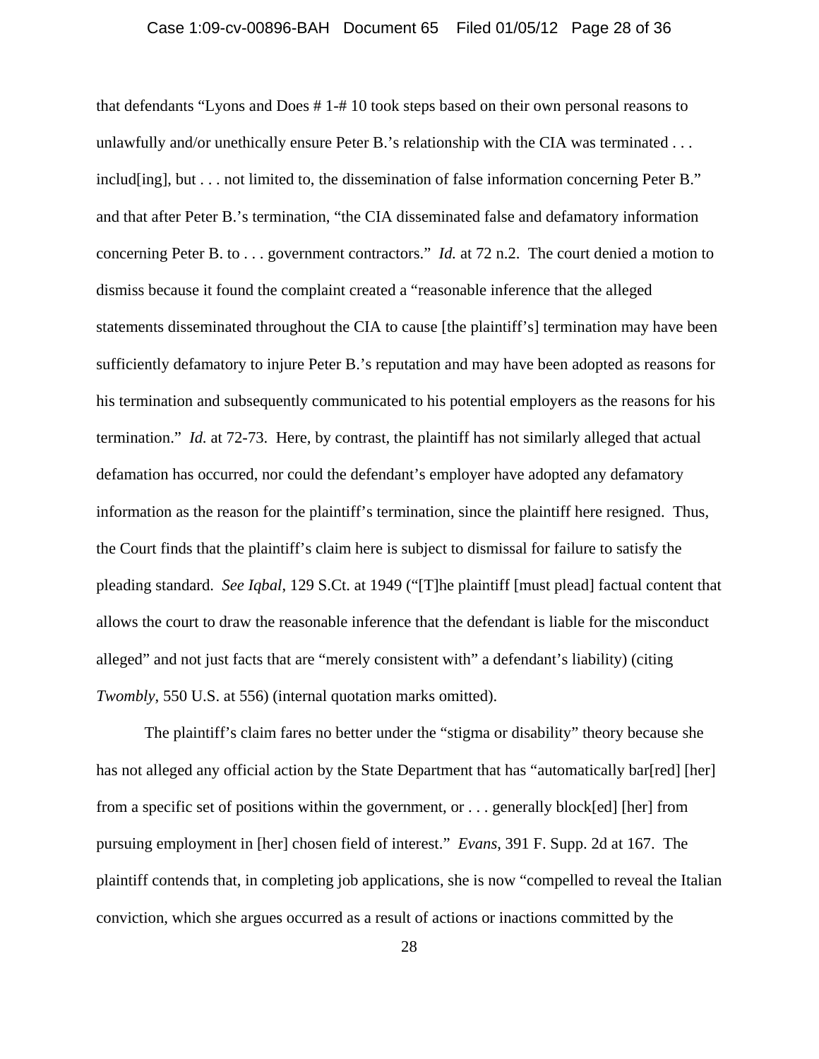that defendants "Lyons and Does # 1-# 10 took steps based on their own personal reasons to unlawfully and/or unethically ensure Peter B.'s relationship with the CIA was terminated . . . includ[ing], but . . . not limited to, the dissemination of false information concerning Peter B." and that after Peter B.'s termination, "the CIA disseminated false and defamatory information concerning Peter B. to . . . government contractors." *Id.* at 72 n.2. The court denied a motion to dismiss because it found the complaint created a "reasonable inference that the alleged statements disseminated throughout the CIA to cause [the plaintiff's] termination may have been sufficiently defamatory to injure Peter B.'s reputation and may have been adopted as reasons for his termination and subsequently communicated to his potential employers as the reasons for his termination." *Id.* at 72-73. Here, by contrast, the plaintiff has not similarly alleged that actual defamation has occurred, nor could the defendant's employer have adopted any defamatory information as the reason for the plaintiff's termination, since the plaintiff here resigned. Thus, the Court finds that the plaintiff's claim here is subject to dismissal for failure to satisfy the pleading standard. *See Iqbal*, 129 S.Ct. at 1949 ("[T]he plaintiff [must plead] factual content that allows the court to draw the reasonable inference that the defendant is liable for the misconduct alleged" and not just facts that are "merely consistent with" a defendant's liability) (citing *Twombly*, 550 U.S. at 556) (internal quotation marks omitted).

The plaintiff's claim fares no better under the "stigma or disability" theory because she has not alleged any official action by the State Department that has "automatically bar[red] [her] from a specific set of positions within the government, or . . . generally block[ed] [her] from pursuing employment in [her] chosen field of interest." *Evans*, 391 F. Supp. 2d at 167. The plaintiff contends that, in completing job applications, she is now "compelled to reveal the Italian conviction, which she argues occurred as a result of actions or inactions committed by the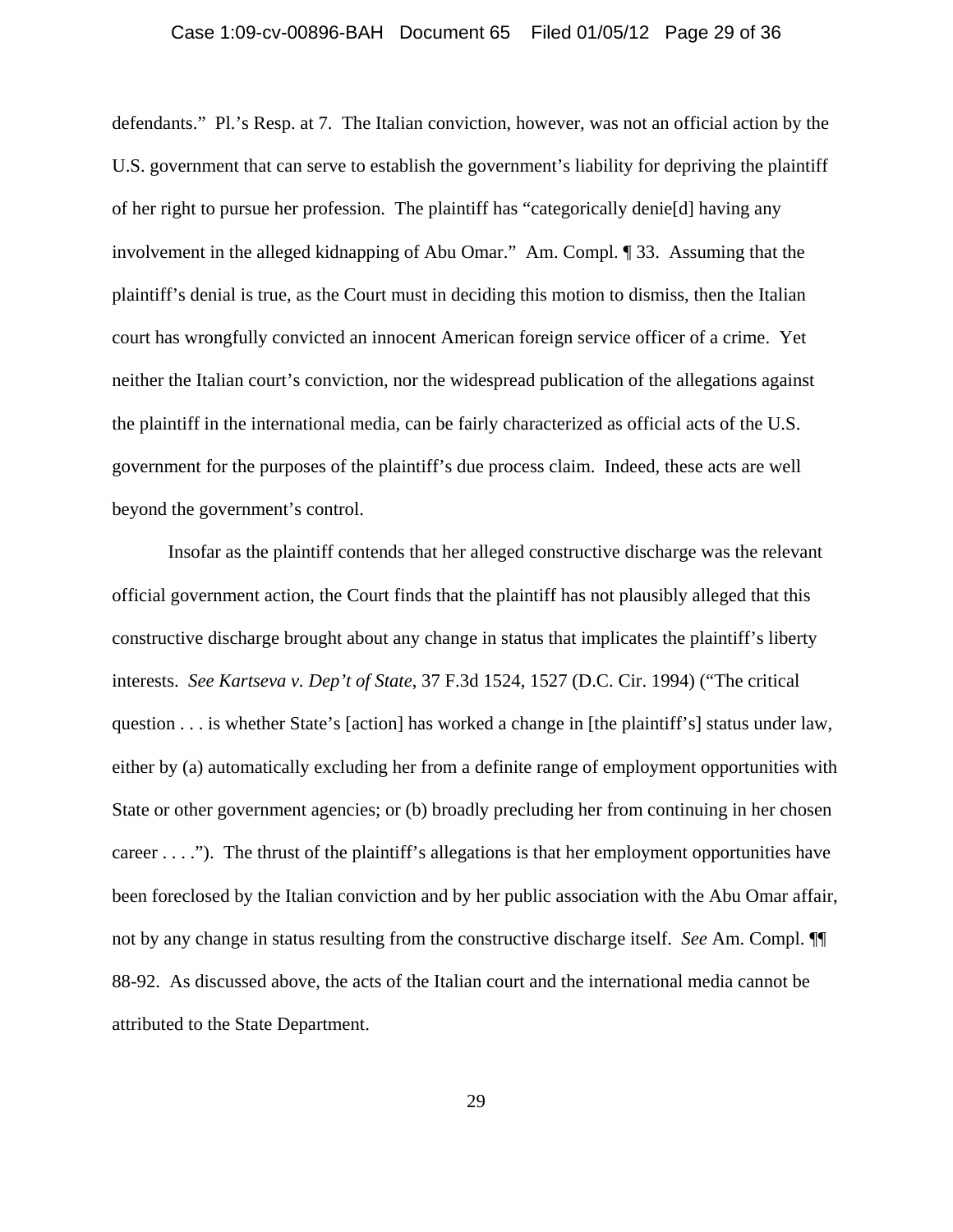defendants." Pl.'s Resp. at 7. The Italian conviction, however, was not an official action by the U.S. government that can serve to establish the government's liability for depriving the plaintiff of her right to pursue her profession. The plaintiff has "categorically denie[d] having any involvement in the alleged kidnapping of Abu Omar." Am. Compl. ¶ 33. Assuming that the plaintiff's denial is true, as the Court must in deciding this motion to dismiss, then the Italian court has wrongfully convicted an innocent American foreign service officer of a crime. Yet neither the Italian court's conviction, nor the widespread publication of the allegations against the plaintiff in the international media, can be fairly characterized as official acts of the U.S. government for the purposes of the plaintiff's due process claim. Indeed, these acts are well beyond the government's control.

Insofar as the plaintiff contends that her alleged constructive discharge was the relevant official government action, the Court finds that the plaintiff has not plausibly alleged that this constructive discharge brought about any change in status that implicates the plaintiff's liberty interests. *See Kartseva v. Dep't of State*, 37 F.3d 1524, 1527 (D.C. Cir. 1994) ("The critical question . . . is whether State's [action] has worked a change in [the plaintiff's] status under law, either by (a) automatically excluding her from a definite range of employment opportunities with State or other government agencies; or (b) broadly precluding her from continuing in her chosen career . . . ."). The thrust of the plaintiff's allegations is that her employment opportunities have been foreclosed by the Italian conviction and by her public association with the Abu Omar affair, not by any change in status resulting from the constructive discharge itself. *See* Am. Compl. ¶¶ 88-92. As discussed above, the acts of the Italian court and the international media cannot be attributed to the State Department.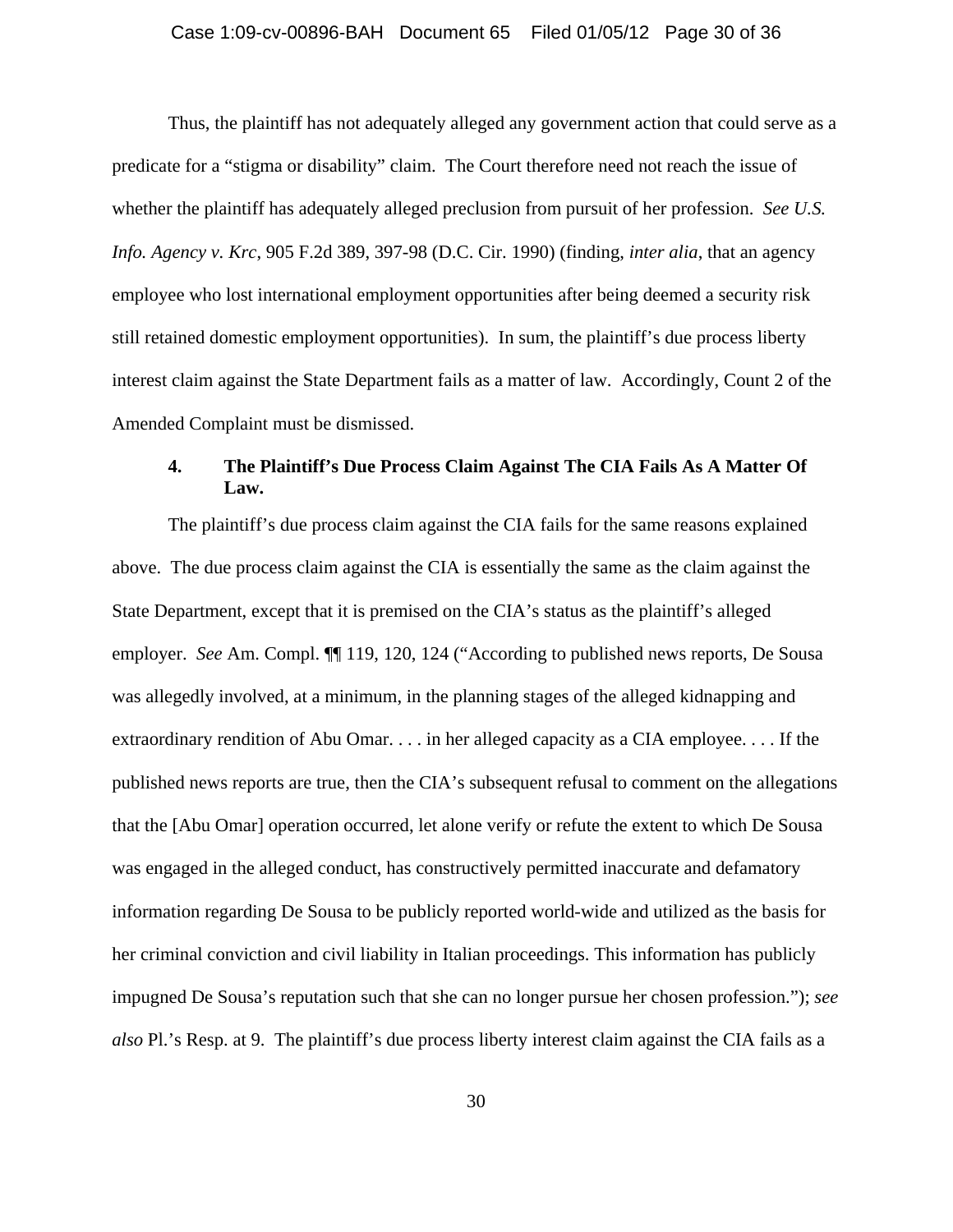Thus, the plaintiff has not adequately alleged any government action that could serve as a predicate for a "stigma or disability" claim. The Court therefore need not reach the issue of whether the plaintiff has adequately alleged preclusion from pursuit of her profession. *See U.S. Info. Agency v. Krc*, 905 F.2d 389, 397-98 (D.C. Cir. 1990) (finding, *inter alia*, that an agency employee who lost international employment opportunities after being deemed a security risk still retained domestic employment opportunities). In sum, the plaintiff's due process liberty interest claim against the State Department fails as a matter of law. Accordingly, Count 2 of the Amended Complaint must be dismissed.

#### 4. The Plaintiff's Due Process Claim Against The CIA Fails As A Matter Of Law.

The plaintiff's due process claim against the CIA fails for the same reasons explained above. The due process claim against the CIA is essentially the same as the claim against the State Department, except that it is premised on the CIA's status as the plaintiff's alleged employer. *See* Am. Compl. ¶¶ 119, 120, 124 ("According to published news reports, De Sousa was allegedly involved, at a minimum, in the planning stages of the alleged kidnapping and extraordinary rendition of Abu Omar. . . . in her alleged capacity as a CIA employee. . . . If the published news reports are true, then the CIA's subsequent refusal to comment on the allegations that the [Abu Omar] operation occurred, let alone verify or refute the extent to which De Sousa was engaged in the alleged conduct, has constructively permitted inaccurate and defamatory information regarding De Sousa to be publicly reported world-wide and utilized as the basis for her criminal conviction and civil liability in Italian proceedings. This information has publicly impugned De Sousa's reputation such that she can no longer pursue her chosen profession."); *see also* Pl.'s Resp. at 9. The plaintiff's due process liberty interest claim against the CIA fails as a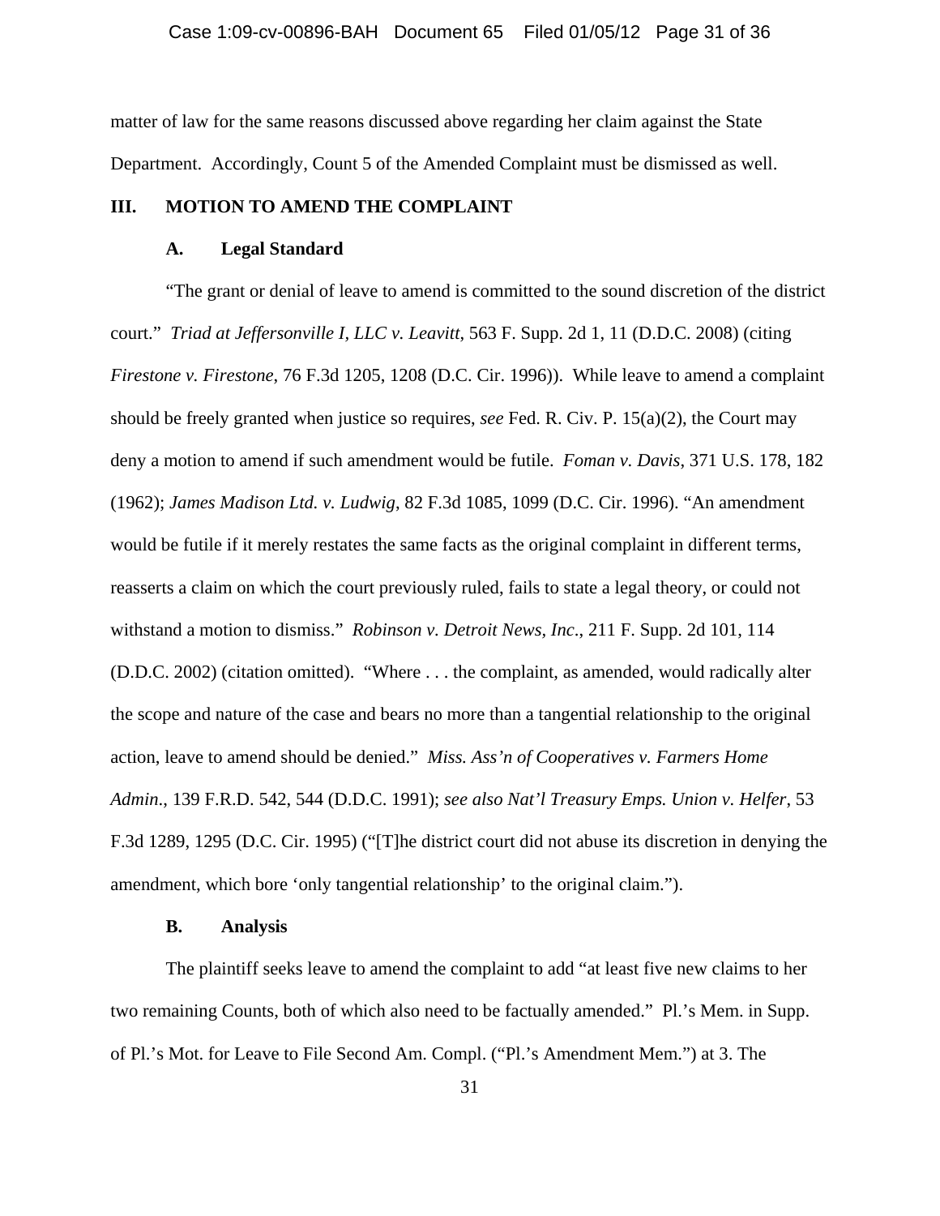matter of law for the same reasons discussed above regarding her claim against the State Department. Accordingly, Count 5 of the Amended Complaint must be dismissed as well.

## III. MOTION TO AMEND THE COMPLAINT

### A. Legal Standard

"The grant or denial of leave to amend is committed to the sound discretion of the district court." *Triad at Jeffersonville I, LLC v. Leavitt*, 563 F. Supp. 2d 1, 11 (D.D.C. 2008) (citing *Firestone v. Firestone*, 76 F.3d 1205, 1208 (D.C. Cir. 1996)). While leave to amend a complaint should be freely granted when justice so requires, *see* Fed. R. Civ. P. 15(a)(2), the Court may deny a motion to amend if such amendment would be futile. *Foman v. Davis*, 371 U.S. 178, 182 (1962); *James Madison Ltd. v. Ludwig*, 82 F.3d 1085, 1099 (D.C. Cir. 1996). "An amendment would be futile if it merely restates the same facts as the original complaint in different terms, reasserts a claim on which the court previously ruled, fails to state a legal theory, or could not withstand a motion to dismiss." *Robinson v. Detroit News, Inc.*, 211 F. Supp. 2d 101, 114 (D.D.C. 2002) (citation omitted). "Where . . . the complaint, as amended, would radically alter the scope and nature of the case and bears no more than a tangential relationship to the original action, leave to amend should be denied." *Miss. Ass'n of Cooperatives v. Farmers Home Admin.*, 139 F.R.D. 542, 544 (D.D.C. 1991); *see also Nat'l Treasury Emps. Union v. Helfer*, 53 F.3d 1289, 1295 (D.C. Cir. 1995) ("[T]he district court did not abuse its discretion in denying the amendment, which bore 'only tangential relationship' to the original claim.").

### B. Analysis

The plaintiff seeks leave to amend the complaint to add "at least five new claims to her two remaining Counts, both of which also need to be factually amended." Pl.'s Mem. in Supp. of Pl.'s Mot. for Leave to File Second Am. Compl. ("Pl.'s Amendment Mem.") at 3. The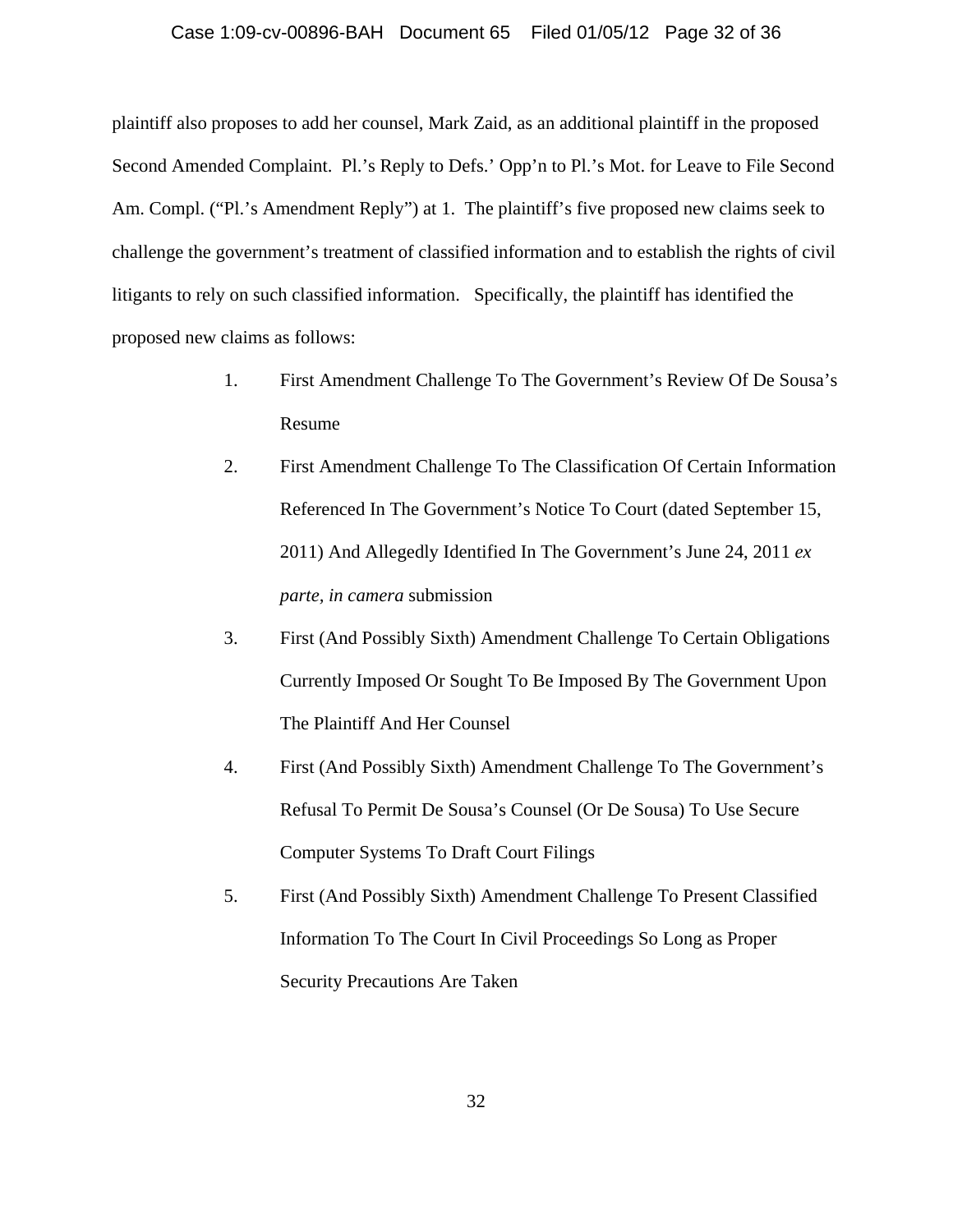plaintiff also proposes to add her counsel, Mark Zaid, as an additional plaintiff in the proposed Second Amended Complaint. Pl.'s Reply to Defs.' Opp'n to Pl.'s Mot. for Leave to File Second Am. Compl. ("Pl.'s Amendment Reply") at 1. The plaintiff's five proposed new claims seek to challenge the government's treatment of classified information and to establish the rights of civil litigants to rely on such classified information. Specifically, the plaintiff has identified the proposed new claims as follows:

1. First Amendment Challenge To The Government's Review Of De Sousa's Resume
2. First Amendment Challenge To The Classification Of Certain Information Referenced In The Government's Notice To Court (dated September 15, 2011) And Allegedly Identified In The Government's June 24, 2011 *ex parte, in camera* submission
3. First (And Possibly Sixth) Amendment Challenge To Certain Obligations Currently Imposed Or Sought To Be Imposed By The Government Upon The Plaintiff And Her Counsel
4. First (And Possibly Sixth) Amendment Challenge To The Government's Refusal To Permit De Sousa's Counsel (Or De Sousa) To Use Secure Computer Systems To Draft Court Filings
5. First (And Possibly Sixth) Amendment Challenge To Present Classified Information To The Court In Civil Proceedings So Long as Proper Security Precautions Are Taken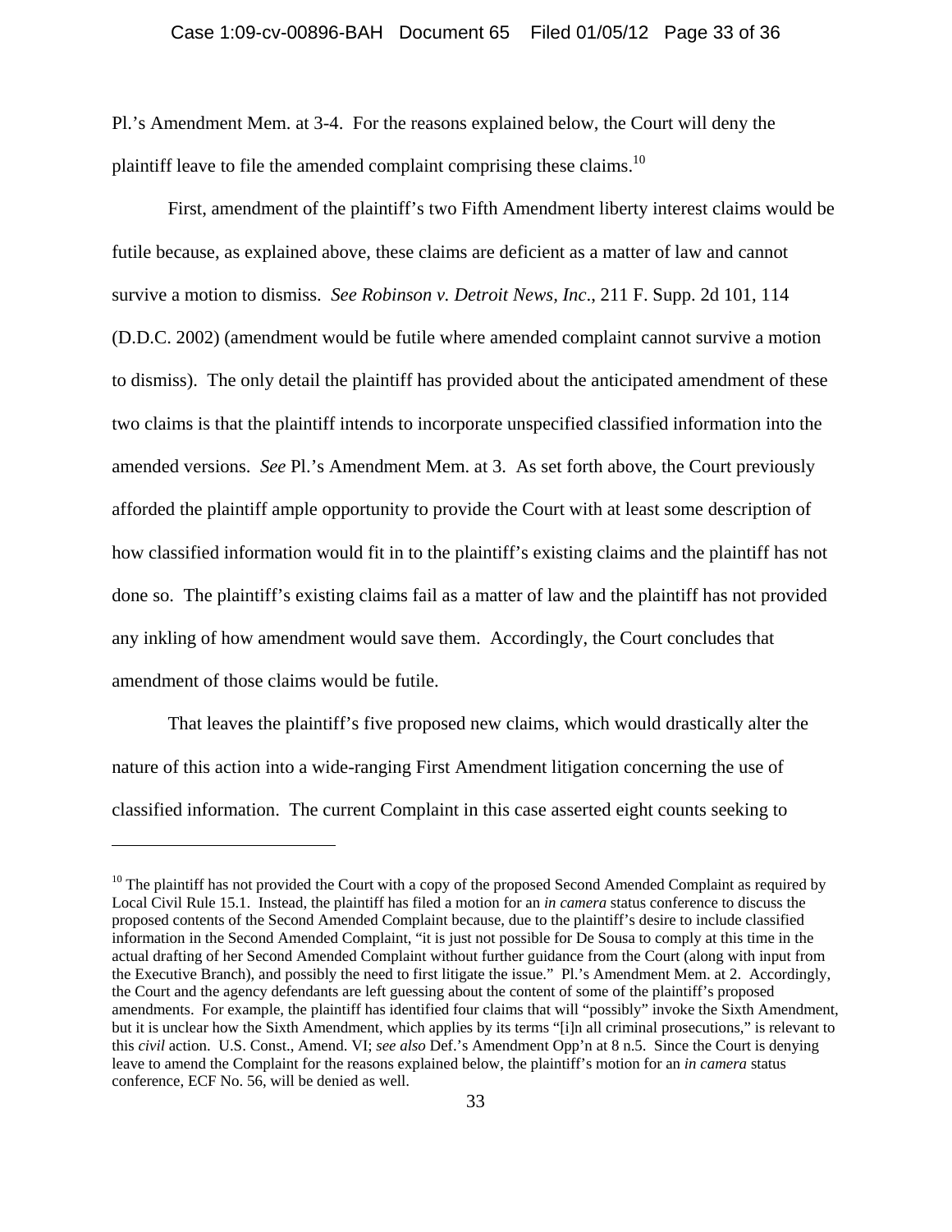Pl.'s Amendment Mem. at 3-4. For the reasons explained below, the Court will deny the plaintiff leave to file the amended complaint comprising these claims.[10]

First, amendment of the plaintiff's two Fifth Amendment liberty interest claims would be futile because, as explained above, these claims are deficient as a matter of law and cannot survive a motion to dismiss. *See Robinson v. Detroit News, Inc*., 211 F. Supp. 2d 101, 114 (D.D.C. 2002) (amendment would be futile where amended complaint cannot survive a motion to dismiss). The only detail the plaintiff has provided about the anticipated amendment of these two claims is that the plaintiff intends to incorporate unspecified classified information into the amended versions. *See* Pl.'s Amendment Mem. at 3. As set forth above, the Court previously afforded the plaintiff ample opportunity to provide the Court with at least some description of how classified information would fit in to the plaintiff's existing claims and the plaintiff has not done so. The plaintiff's existing claims fail as a matter of law and the plaintiff has not provided any inkling of how amendment would save them. Accordingly, the Court concludes that amendment of those claims would be futile.

That leaves the plaintiff's five proposed new claims, which would drastically alter the nature of this action into a wide-ranging First Amendment litigation concerning the use of classified information. The current Complaint in this case asserted eight counts seeking to

---

[10] The plaintiff has not provided the Court with a copy of the proposed Second Amended Complaint as required by Local Civil Rule 15.1. Instead, the plaintiff has filed a motion for an *in camera* status conference to discuss the proposed contents of the Second Amended Complaint because, due to the plaintiff's desire to include classified information in the Second Amended Complaint, "it is just not possible for De Sousa to comply at this time in the actual drafting of her Second Amended Complaint without further guidance from the Court (along with input from the Executive Branch), and possibly the need to first litigate the issue." Pl.'s Amendment Mem. at 2. Accordingly, the Court and the agency defendants are left guessing about the content of some of the plaintiff's proposed amendments. For example, the plaintiff has identified four claims that will "possibly" invoke the Sixth Amendment, but it is unclear how the Sixth Amendment, which applies by its terms "[i]n all criminal prosecutions," is relevant to this *civil* action. U.S. Const., Amend. VI; *see also* Def.'s Amendment Opp'n at 8 n.5. Since the Court is denying leave to amend the Complaint for the reasons explained below, the plaintiff's motion for an *in camera* status conference, ECF No. 56, will be denied as well.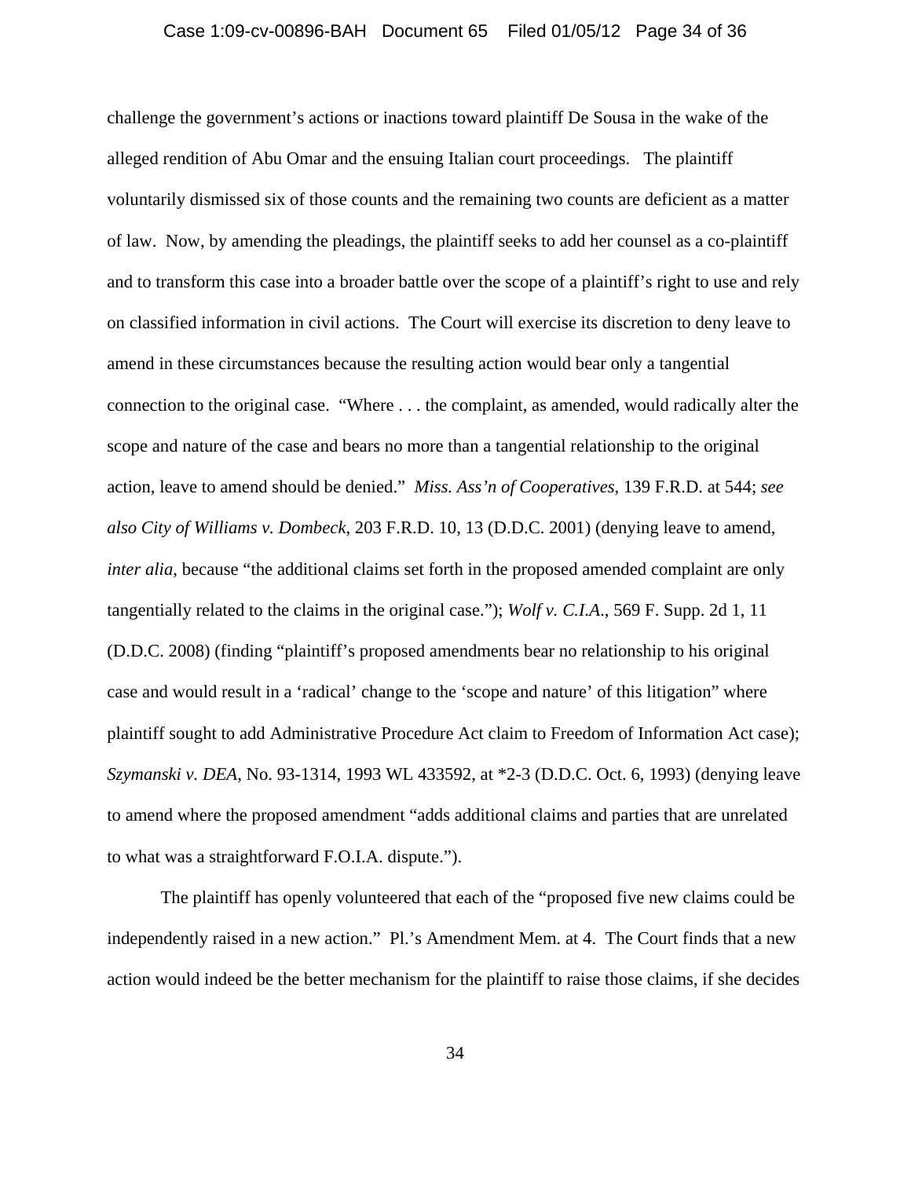challenge the government's actions or inactions toward plaintiff De Sousa in the wake of the alleged rendition of Abu Omar and the ensuing Italian court proceedings. The plaintiff voluntarily dismissed six of those counts and the remaining two counts are deficient as a matter of law. Now, by amending the pleadings, the plaintiff seeks to add her counsel as a co-plaintiff and to transform this case into a broader battle over the scope of a plaintiff's right to use and rely on classified information in civil actions. The Court will exercise its discretion to deny leave to amend in these circumstances because the resulting action would bear only a tangential connection to the original case. "Where . . . the complaint, as amended, would radically alter the scope and nature of the case and bears no more than a tangential relationship to the original action, leave to amend should be denied." *Miss. Ass'n of Cooperatives*, 139 F.R.D. at 544; *see also City of Williams v. Dombeck*, 203 F.R.D. 10, 13 (D.D.C. 2001) (denying leave to amend, *inter alia*, because "the additional claims set forth in the proposed amended complaint are only tangentially related to the claims in the original case."); *Wolf v. C.I.A.*, 569 F. Supp. 2d 1, 11 (D.D.C. 2008) (finding "plaintiff's proposed amendments bear no relationship to his original case and would result in a 'radical' change to the 'scope and nature' of this litigation" where plaintiff sought to add Administrative Procedure Act claim to Freedom of Information Act case); *Szymanski v. DEA*, No. 93-1314, 1993 WL 433592, at *2-3 (D.D.C. Oct. 6, 1993) (denying leave to amend where the proposed amendment "adds additional claims and parties that are unrelated to what was a straightforward F.O.I.A. dispute.").

The plaintiff has openly volunteered that each of the "proposed five new claims could be independently raised in a new action." Pl.'s Amendment Mem. at 4. The Court finds that a new action would indeed be the better mechanism for the plaintiff to raise those claims, if she decides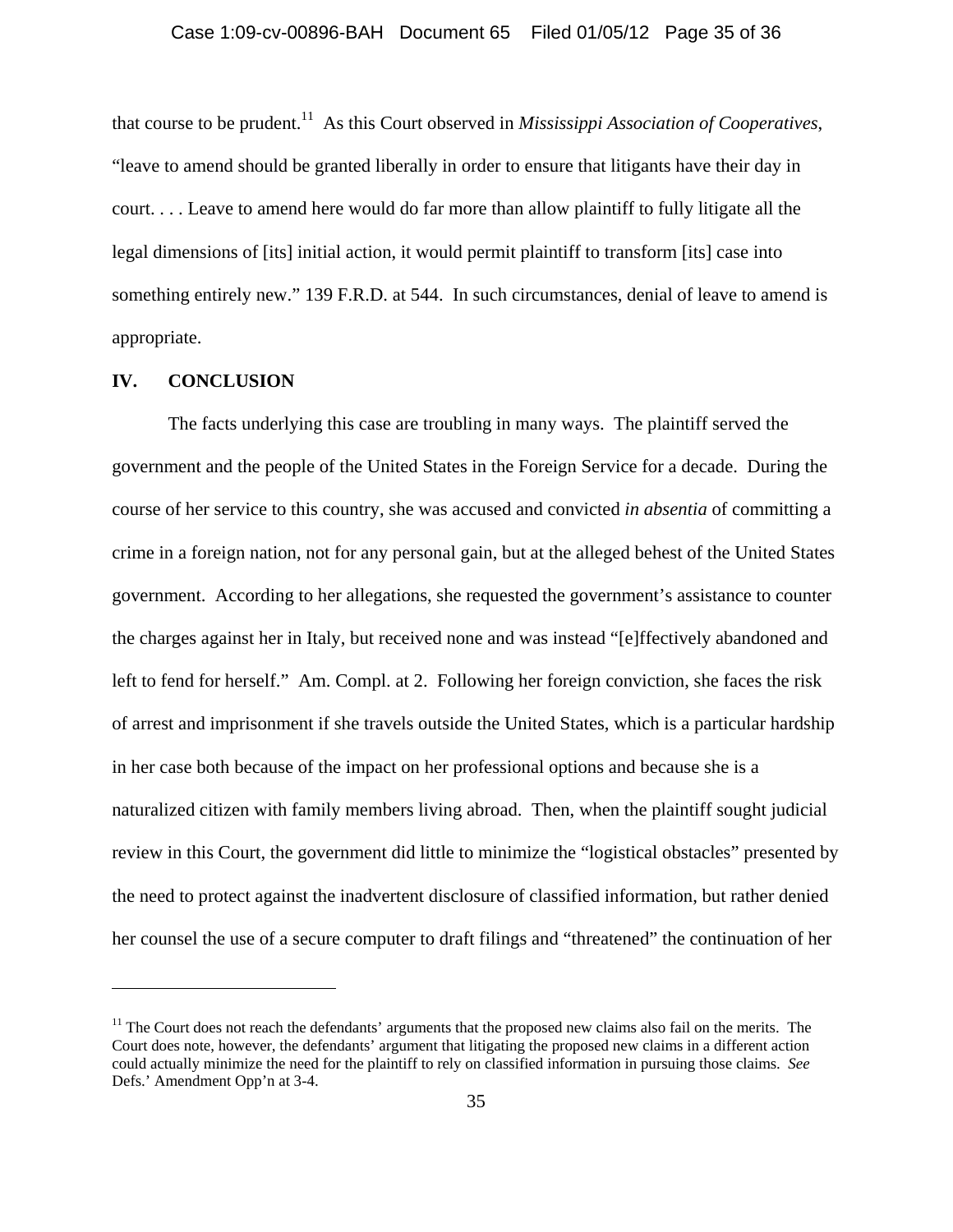that course to be prudent.[11] As this Court observed in *Mississippi Association of Cooperatives*, "leave to amend should be granted liberally in order to ensure that litigants have their day in court. . . . Leave to amend here would do far more than allow plaintiff to fully litigate all the legal dimensions of [its] initial action, it would permit plaintiff to transform [its] case into something entirely new." 139 F.R.D. at 544. In such circumstances, denial of leave to amend is appropriate.

## IV. CONCLUSION

The facts underlying this case are troubling in many ways. The plaintiff served the government and the people of the United States in the Foreign Service for a decade. During the course of her service to this country, she was accused and convicted *in absentia* of committing a crime in a foreign nation, not for any personal gain, but at the alleged behest of the United States government. According to her allegations, she requested the government's assistance to counter the charges against her in Italy, but received none and was instead "[e]ffectively abandoned and left to fend for herself." Am. Compl. at 2. Following her foreign conviction, she faces the risk of arrest and imprisonment if she travels outside the United States, which is a particular hardship in her case both because of the impact on her professional options and because she is a naturalized citizen with family members living abroad. Then, when the plaintiff sought judicial review in this Court, the government did little to minimize the "logistical obstacles" presented by the need to protect against the inadvertent disclosure of classified information, but rather denied her counsel the use of a secure computer to draft filings and "threatened" the continuation of her

[11] The Court does not reach the defendants' arguments that the proposed new claims also fail on the merits. The Court does note, however, the defendants' argument that litigating the proposed new claims in a different action could actually minimize the need for the plaintiff to rely on classified information in pursuing those claims. *See* Defs.' Amendment Opp'n at 3-4.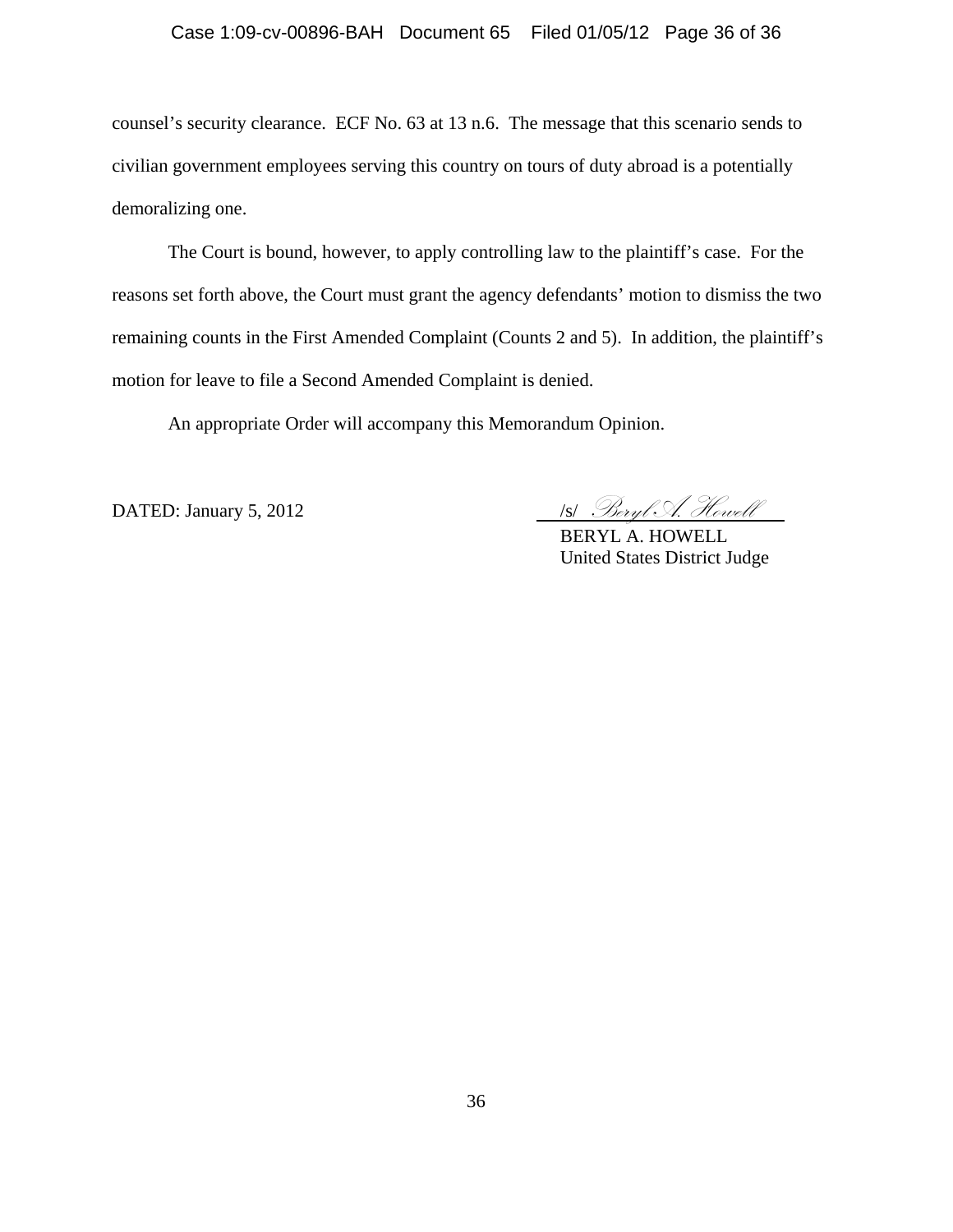counsel's security clearance. ECF No. 63 at 13 n.6. The message that this scenario sends to civilian government employees serving this country on tours of duty abroad is a potentially demoralizing one.

The Court is bound, however, to apply controlling law to the plaintiff's case. For the reasons set forth above, the Court must grant the agency defendants' motion to dismiss the two remaining counts in the First Amended Complaint (Counts 2 and 5). In addition, the plaintiff's motion for leave to file a Second Amended Complaint is denied.

An appropriate Order will accompany this Memorandum Opinion.

DATED: January 5, 2012

/s/ *Beryl A. Howell*

BERYL A. HOWELL
United States District Judge